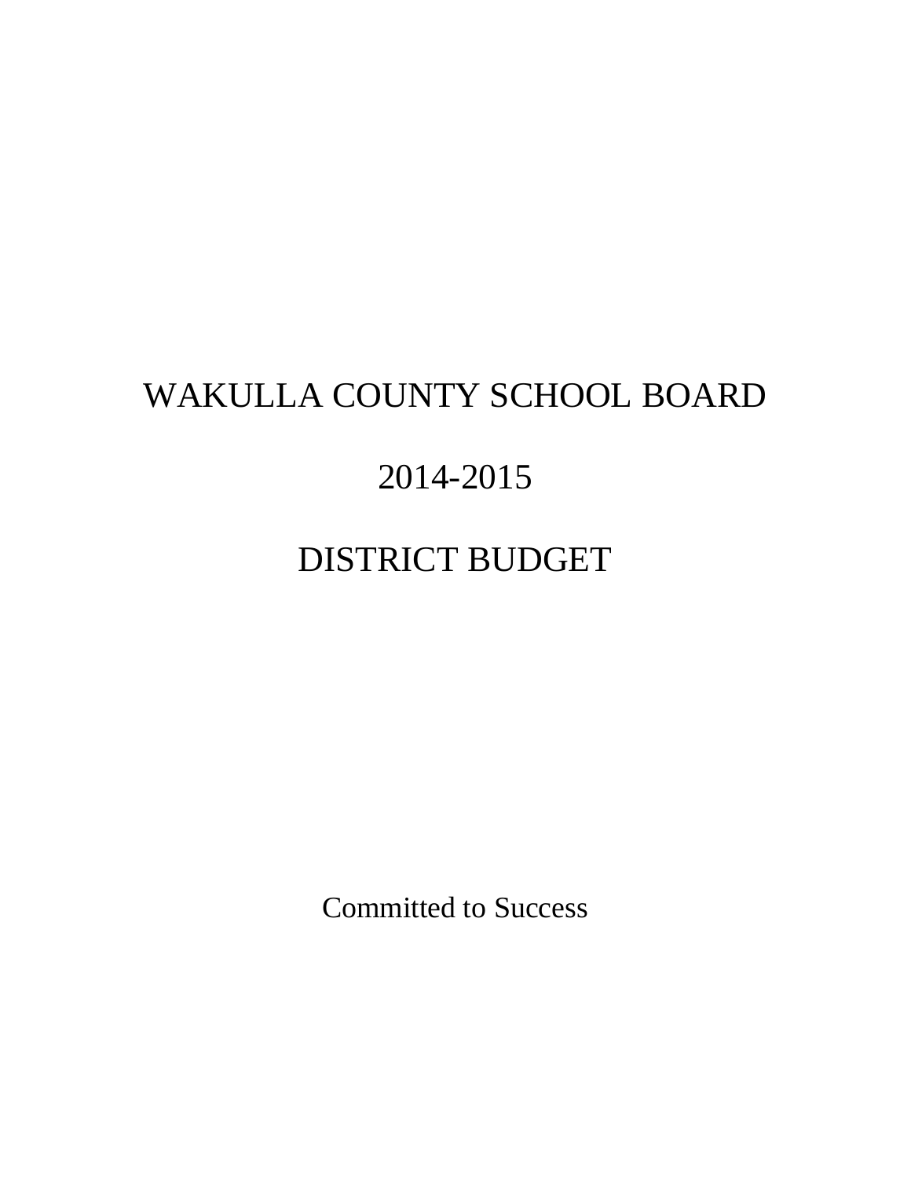# WAKULLA COUNTY SCHOOL BOARD

# 2014-2015

# DISTRICT BUDGET

Committed to Success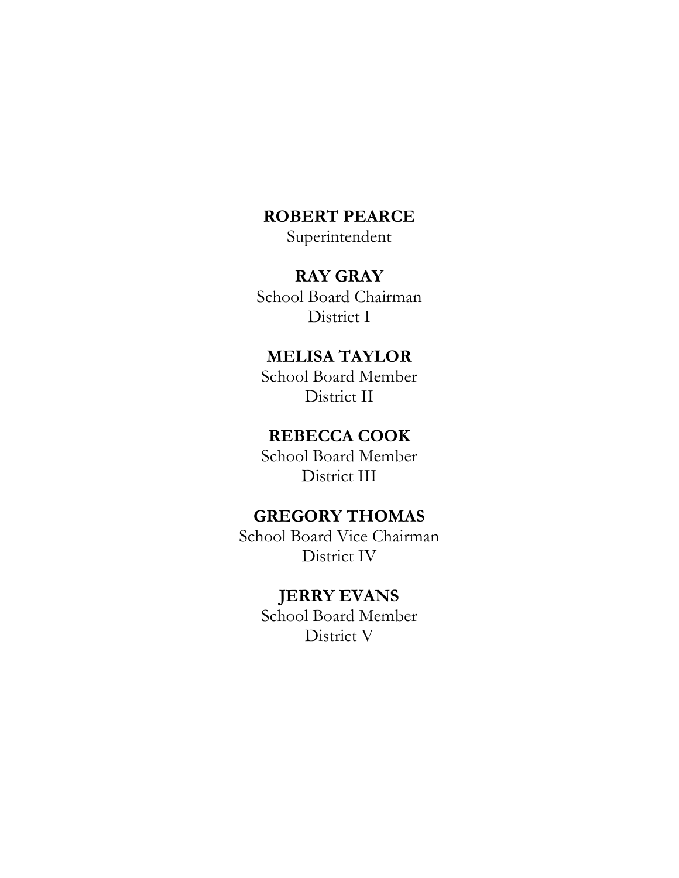**ROBERT PEARCE**
Superintendent

**RAY GRAY**
School Board Chairman
District I

**MELISA TAYLOR**
School Board Member
District II

**REBECCA COOK**
School Board Member
District III

**GREGORY THOMAS**
School Board Vice Chairman
District IV

**JERRY EVANS**
School Board Member
District V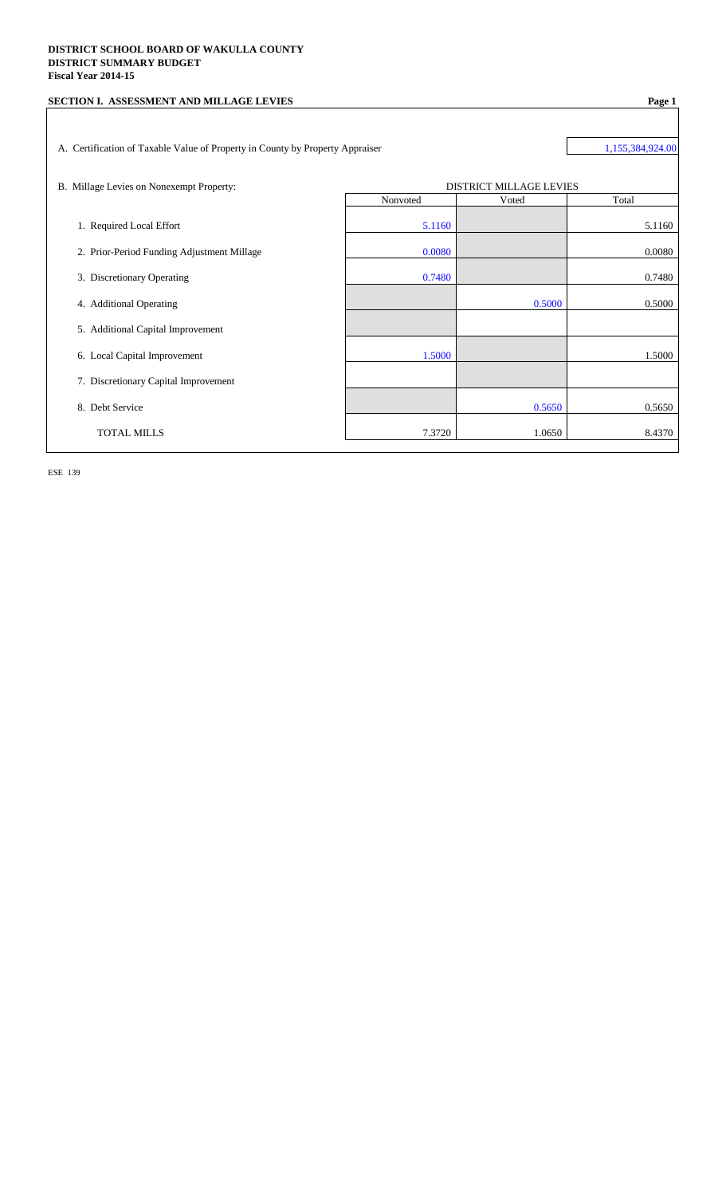**DISTRICT SCHOOL BOARD OF WAKULLA COUNTY**
**DISTRICT SUMMARY BUDGET**
**Fiscal Year 2014-15**

**SECTION I. ASSESSMENT AND MILLAGE LEVIES**

A. Certification of Taxable Value of Property in County by Property Appraiser: 1,155,384,924.00

B. Millage Levies on Nonexempt Property:

| | DISTRICT MILLAGE LEVIES | | |
|---|---|---|---|
| | Nonvoted | Voted | Total |
| 1. Required Local Effort | 5.1160 | | 5.1160 |
| 2. Prior-Period Funding Adjustment Millage | 0.0080 | | 0.0080 |
| 3. Discretionary Operating | 0.7480 | | 0.7480 |
| 4. Additional Operating | | 0.5000 | 0.5000 |
| 5. Additional Capital Improvement | | | |
| 6. Local Capital Improvement | 1.5000 | | 1.5000 |
| 7. Discretionary Capital Improvement | | | |
| 8. Debt Service | | 0.5650 | 0.5650 |
| TOTAL MILLS | 7.3720 | 1.0650 | 8.4370 |

ESE 139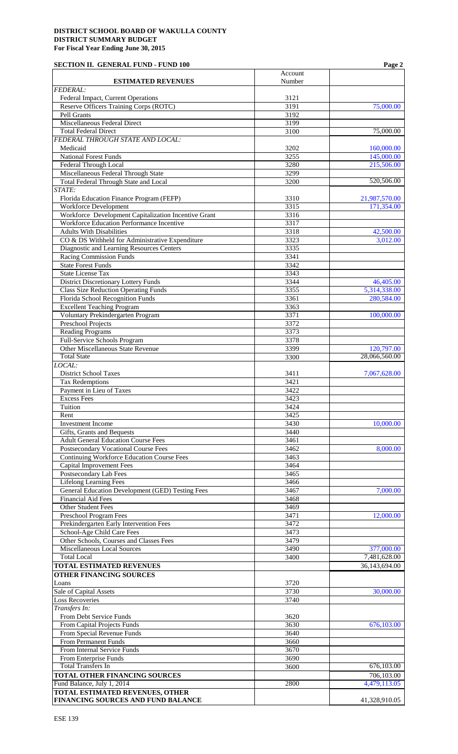**DISTRICT SCHOOL BOARD OF WAKULLA COUNTY**
**DISTRICT SUMMARY BUDGET**
**For Fiscal Year Ending June 30, 2015**

**SECTION II. GENERAL FUND - FUND 100**

| ESTIMATED REVENUES | Account Number | |
|---|---|---|
| *FEDERAL:* | | |
| Federal Impact, Current Operations | 3121 | |
| Reserve Officers Training Corps (ROTC) | 3191 | 75,000.00 |
| Pell Grants | 3192 | |
| Miscellaneous Federal Direct | 3199 | |
| Total Federal Direct | 3100 | 75,000.00 |
| *FEDERAL THROUGH STATE AND LOCAL:* | | |
| Medicaid | 3202 | 160,000.00 |
| National Forest Funds | 3255 | 145,000.00 |
| Federal Through Local | 3280 | 215,506.00 |
| Miscellaneous Federal Through State | 3299 | |
| Total Federal Through State and Local | 3200 | 520,506.00 |
| *STATE:* | | |
| Florida Education Finance Program (FEFP) | 3310 | 21,987,570.00 |
| Workforce Development | 3315 | 171,354.00 |
| Workforce Development Capitalization Incentive Grant | 3316 | |
| Workforce Education Performance Incentive | 3317 | |
| Adults With Disabilities | 3318 | 42,500.00 |
| CO & DS Withheld for Administrative Expenditure | 3323 | 3,012.00 |
| Diagnostic and Learning Resources Centers | 3335 | |
| Racing Commission Funds | 3341 | |
| State Forest Funds | 3342 | |
| State License Tax | 3343 | |
| District Discretionary Lottery Funds | 3344 | 46,405.00 |
| Class Size Reduction Operating Funds | 3355 | 5,314,338.00 |
| Florida School Recognition Funds | 3361 | 280,584.00 |
| Excellent Teaching Program | 3363 | |
| Voluntary Prekindergarten Program | 3371 | 100,000.00 |
| Preschool Projects | 3372 | |
| Reading Programs | 3373 | |
| Full-Service Schools Program | 3378 | |
| Other Miscellaneous State Revenue | 3399 | 120,797.00 |
| Total State | 3300 | 28,066,560.00 |
| *LOCAL:* | | |
| District School Taxes | 3411 | 7,067,628.00 |
| Tax Redemptions | 3421 | |
| Payment in Lieu of Taxes | 3422 | |
| Excess Fees | 3423 | |
| Tuition | 3424 | |
| Rent | 3425 | |
| Investment Income | 3430 | 10,000.00 |
| Gifts, Grants and Bequests | 3440 | |
| Adult General Education Course Fees | 3461 | |
| Postsecondary Vocational Course Fees | 3462 | 8,000.00 |
| Continuing Workforce Education Course Fees | 3463 | |
| Capital Improvement Fees | 3464 | |
| Postsecondary Lab Fees | 3465 | |
| Lifelong Learning Fees | 3466 | |
| General Education Development (GED) Testing Fees | 3467 | 7,000.00 |
| Financial Aid Fees | 3468 | |
| Other Student Fees | 3469 | |
| Preschool Program Fees | 3471 | 12,000.00 |
| Prekindergarten Early Intervention Fees | 3472 | |
| School-Age Child Care Fees | 3473 | |
| Other Schools, Courses and Classes Fees | 3479 | |
| Miscellaneous Local Sources | 3490 | 377,000.00 |
| Total Local | 3400 | 7,481,628.00 |
| **TOTAL ESTIMATED REVENUES** | | 36,143,694.00 |
| **OTHER FINANCING SOURCES** | | |
| Loans | 3720 | |
| Sale of Capital Assets | 3730 | 30,000.00 |
| Loss Recoveries | 3740 | |
| *Transfers In:* | | |
| From Debt Service Funds | 3620 | |
| From Capital Projects Funds | 3630 | 676,103.00 |
| From Special Revenue Funds | 3640 | |
| From Permanent Funds | 3660 | |
| From Internal Service Funds | 3670 | |
| From Enterprise Funds | 3690 | |
| Total Transfers In | 3600 | 676,103.00 |
| **TOTAL OTHER FINANCING SOURCES** | | 706,103.00 |
| Fund Balance, July 1, 2014 | 2800 | 4,479,113.05 |
| **TOTAL ESTIMATED REVENUES, OTHER FINANCING SOURCES AND FUND BALANCE** | | 41,328,910.05 |

ESE 139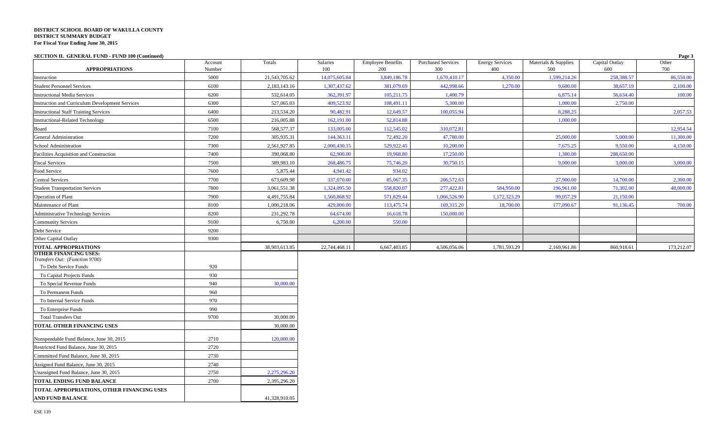**DISTRICT SCHOOL BOARD OF WAKULLA COUNTY**
**DISTRICT SUMMARY BUDGET**
**For Fiscal Year Ending June 30, 2015**

**SECTION II. GENERAL FUND - FUND 100 (Continued)**

| APPROPRIATIONS | Account Number | Totals | Salaries 100 | Employee Benefits 200 | Purchased Services 300 | Energy Services 400 | Materials & Supplies 500 | Capital Outlay 600 | Other 700 |
|---|---|---|---|---|---|---|---|---|---|
| Instruction | 5000 | 21,543,705.62 | 14,075,605.84 | 3,849,186.78 | 1,670,410.17 | 4,350.00 | 1,599,214.26 | 258,388.57 | 86,550.00 |
| Student Personnel Services | 6100 | 2,183,143.16 | 1,307,437.62 | 381,079.69 | 442,998.66 | 1,270.00 | 9,600.00 | 38,657.19 | 2,100.00 |
| Instructional Media Services | 6200 | 532,614.05 | 362,391.97 | 105,211.75 | 1,400.79 | | 6,875.14 | 56,634.40 | 100.00 |
| Instruction and Curriculum Development Services | 6300 | 527,065.03 | 409,523.92 | 108,491.11 | 5,300.00 | | 1,000.00 | 2,750.00 | |
| Instructional Staff Training Services | 6400 | 213,534.20 | 90,482.91 | 12,649.57 | 100,055.94 | | 8,288.25 | | 2,057.53 |
| Instructional-Related Technology | 6500 | 216,005.88 | 162,191.00 | 52,814.88 | | | 1,000.00 | | |
| Board | 7100 | 568,577.37 | 133,005.00 | 112,545.02 | 310,072.81 | | | | 12,954.54 |
| General Administration | 7200 | 305,935.31 | 144,363.11 | 72,492.20 | 47,780.00 | | 25,000.00 | 5,000.00 | 11,300.00 |
| School Administration | 7300 | 2,561,927.85 | 2,000,430.15 | 529,922.45 | 10,200.00 | | 7,675.25 | 9,550.00 | 4,150.00 |
| Facilities Acquisition and Construction | 7400 | 390,068.80 | 62,900.00 | 19,968.80 | 17,250.00 | | 1,300.00 | 288,650.00 | |
| Fiscal Services | 7500 | 389,983.10 | 268,486.75 | 75,746.20 | 30,750.15 | | 9,000.00 | 3,000.00 | 3,000.00 |
| Food Service | 7600 | 5,875.44 | 4,941.42 | 934.02 | | | | | |
| Central Services | 7700 | 673,609.98 | 337,070.00 | 85,067.35 | 206,572.63 | | 27,900.00 | 14,700.00 | 2,300.00 |
| Student Transportation Services | 7800 | 3,061,551.38 | 1,324,095.50 | 558,820.07 | 277,422.81 | 584,950.00 | 196,961.00 | 71,302.00 | 48,000.00 |
| Operation of Plant | 7900 | 4,491,755.84 | 1,560,868.92 | 571,829.44 | 1,066,526.90 | 1,172,323.29 | 99,057.29 | 21,150.00 | |
| Maintenance of Plant | 8100 | 1,000,218.06 | 429,800.00 | 113,475.74 | 169,315.20 | 18,700.00 | 177,090.67 | 91,136.45 | 700.00 |
| Administrative Technology Services | 8200 | 231,292.78 | 64,674.00 | 16,618.78 | 150,000.00 | | | | |
| Community Services | 9100 | 6,750.00 | 6,200.00 | 550.00 | | | | | |
| Debt Service | 9200 | | | | | | | | |
| Other Capital Outlay | 9300 | | | | | | | | |
| **TOTAL APPROPRIATIONS** | | 38,903,613.85 | 22,744,468.11 | 6,667,403.85 | 4,506,056.06 | 1,781,593.29 | 2,169,961.86 | 860,918.61 | 173,212.07 |

| | Account Number | Totals |
|---|---|---|
| **OTHER FINANCING USES:** *Transfers Out: (Function 9700)* | | |
| To Debt Service Funds | 920 | |
| To Capital Projects Funds | 930 | |
| To Special Revenue Funds | 940 | 30,000.00 |
| To Permanent Funds | 960 | |
| To Internal Service Funds | 970 | |
| To Enterprise Funds | 990 | |
| Total Transfers Out | 9700 | 30,000.00 |
| **TOTAL OTHER FINANCING USES** | | 30,000.00 |
| Nonspendable Fund Balance, June 30, 2015 | 2710 | 120,000.00 |
| Restricted Fund Balance, June 30, 2015 | 2720 | |
| Committed Fund Balance, June 30, 2015 | 2730 | |
| Assigned Fund Balance, June 30, 2015 | 2740 | |
| Unassigned Fund Balance, June 30, 2015 | 2750 | 2,275,296.20 |
| **TOTAL ENDING FUND BALANCE** | 2700 | 2,395,296.20 |
| **TOTAL APPROPRIATIONS, OTHER FINANCING USES AND FUND BALANCE** | | 41,328,910.05 |

ESE 139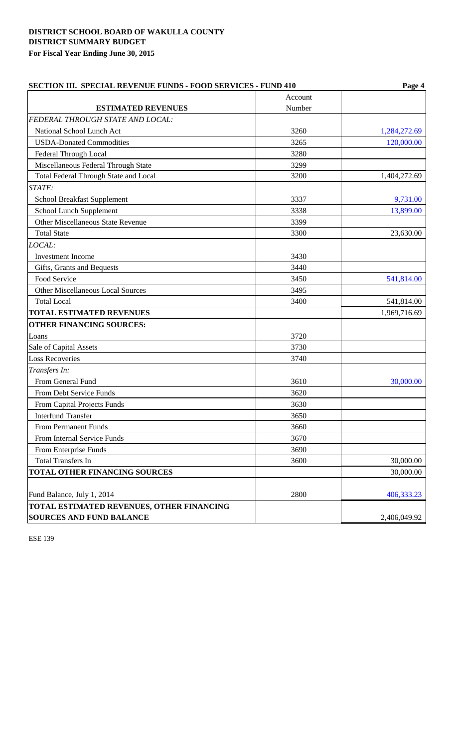**DISTRICT SCHOOL BOARD OF WAKULLA COUNTY**
**DISTRICT SUMMARY BUDGET**
**For Fiscal Year Ending June 30, 2015**

**SECTION III. SPECIAL REVENUE FUNDS - FOOD SERVICES - FUND 410**

| ESTIMATED REVENUES | Account Number | |
|---|---|---|
| *FEDERAL THROUGH STATE AND LOCAL:* | | |
| National School Lunch Act | 3260 | 1,284,272.69 |
| USDA-Donated Commodities | 3265 | 120,000.00 |
| Federal Through Local | 3280 | |
| Miscellaneous Federal Through State | 3299 | |
| Total Federal Through State and Local | 3200 | 1,404,272.69 |
| *STATE:* | | |
| School Breakfast Supplement | 3337 | 9,731.00 |
| School Lunch Supplement | 3338 | 13,899.00 |
| Other Miscellaneous State Revenue | 3399 | |
| Total State | 3300 | 23,630.00 |
| *LOCAL:* | | |
| Investment Income | 3430 | |
| Gifts, Grants and Bequests | 3440 | |
| Food Service | 3450 | 541,814.00 |
| Other Miscellaneous Local Sources | 3495 | |
| Total Local | 3400 | 541,814.00 |
| **TOTAL ESTIMATED REVENUES** | | 1,969,716.69 |
| **OTHER FINANCING SOURCES:** | | |
| Loans | 3720 | |
| Sale of Capital Assets | 3730 | |
| Loss Recoveries | 3740 | |
| *Transfers In:* | | |
| From General Fund | 3610 | 30,000.00 |
| From Debt Service Funds | 3620 | |
| From Capital Projects Funds | 3630 | |
| Interfund Transfer | 3650 | |
| From Permanent Funds | 3660 | |
| From Internal Service Funds | 3670 | |
| From Enterprise Funds | 3690 | |
| Total Transfers In | 3600 | 30,000.00 |
| **TOTAL OTHER FINANCING SOURCES** | | 30,000.00 |
| Fund Balance, July 1, 2014 | 2800 | 406,333.23 |
| **TOTAL ESTIMATED REVENUES, OTHER FINANCING SOURCES AND FUND BALANCE** | | 2,406,049.92 |

ESE 139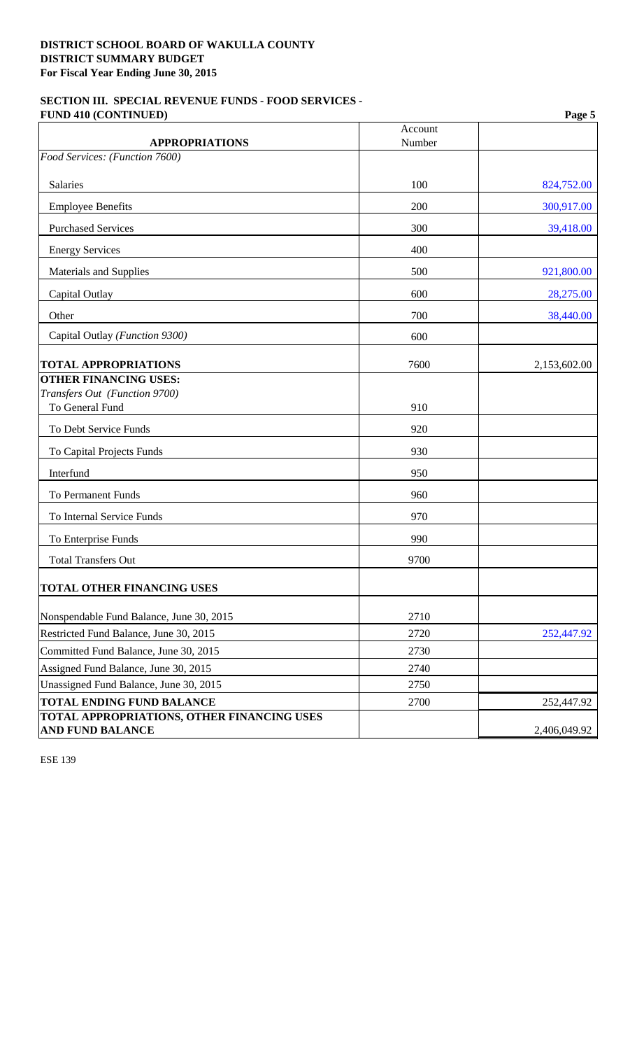**DISTRICT SCHOOL BOARD OF WAKULLA COUNTY**
**DISTRICT SUMMARY BUDGET**
**For Fiscal Year Ending June 30, 2015**

## SECTION III. SPECIAL REVENUE FUNDS - FOOD SERVICES - FUND 410 (CONTINUED)

| APPROPRIATIONS | Account Number | |
|---|---|---|
| *Food Services: (Function 7600)* | | |
| Salaries | 100 | 824,752.00 |
| Employee Benefits | 200 | 300,917.00 |
| Purchased Services | 300 | 39,418.00 |
| Energy Services | 400 | |
| Materials and Supplies | 500 | 921,800.00 |
| Capital Outlay | 600 | 28,275.00 |
| Other | 700 | 38,440.00 |
| Capital Outlay *(Function 9300)* | 600 | |
| **TOTAL APPROPRIATIONS** | 7600 | 2,153,602.00 |
| **OTHER FINANCING USES:** | | |
| *Transfers Out (Function 9700)* | | |
| To General Fund | 910 | |
| To Debt Service Funds | 920 | |
| To Capital Projects Funds | 930 | |
| Interfund | 950 | |
| To Permanent Funds | 960 | |
| To Internal Service Funds | 970 | |
| To Enterprise Funds | 990 | |
| Total Transfers Out | 9700 | |
| **TOTAL OTHER FINANCING USES** | | |
| Nonspendable Fund Balance, June 30, 2015 | 2710 | |
| Restricted Fund Balance, June 30, 2015 | 2720 | 252,447.92 |
| Committed Fund Balance, June 30, 2015 | 2730 | |
| Assigned Fund Balance, June 30, 2015 | 2740 | |
| Unassigned Fund Balance, June 30, 2015 | 2750 | |
| **TOTAL ENDING FUND BALANCE** | 2700 | 252,447.92 |
| **TOTAL APPROPRIATIONS, OTHER FINANCING USES AND FUND BALANCE** | | 2,406,049.92 |

ESE 139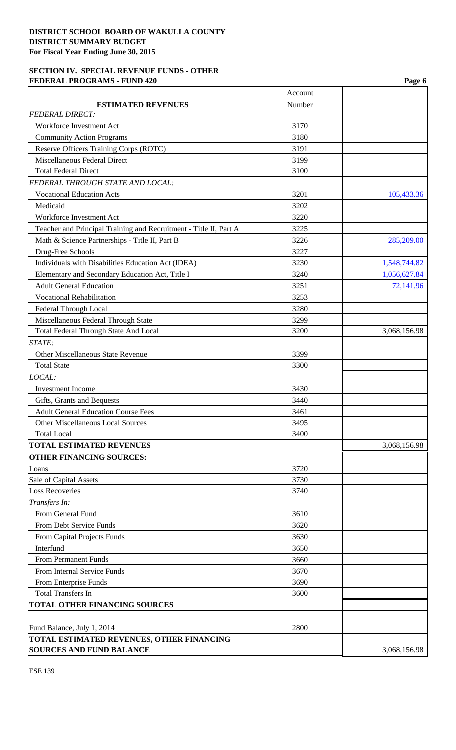**DISTRICT SCHOOL BOARD OF WAKULLA COUNTY**
**DISTRICT SUMMARY BUDGET**
**For Fiscal Year Ending June 30, 2015**

**SECTION IV. SPECIAL REVENUE FUNDS - OTHER FEDERAL PROGRAMS - FUND 420**

| ESTIMATED REVENUES | Account Number | |
|---|---|---|
| *FEDERAL DIRECT:* | | |
| Workforce Investment Act | 3170 | |
| Community Action Programs | 3180 | |
| Reserve Officers Training Corps (ROTC) | 3191 | |
| Miscellaneous Federal Direct | 3199 | |
| Total Federal Direct | 3100 | |
| *FEDERAL THROUGH STATE AND LOCAL:* | | |
| Vocational Education Acts | 3201 | 105,433.36 |
| Medicaid | 3202 | |
| Workforce Investment Act | 3220 | |
| Teacher and Principal Training and Recruitment - Title II, Part A | 3225 | |
| Math & Science Partnerships - Title II, Part B | 3226 | 285,209.00 |
| Drug-Free Schools | 3227 | |
| Individuals with Disabilities Education Act (IDEA) | 3230 | 1,548,744.82 |
| Elementary and Secondary Education Act, Title I | 3240 | 1,056,627.84 |
| Adult General Education | 3251 | 72,141.96 |
| Vocational Rehabilitation | 3253 | |
| Federal Through Local | 3280 | |
| Miscellaneous Federal Through State | 3299 | |
| Total Federal Through State And Local | 3200 | 3,068,156.98 |
| *STATE:* | | |
| Other Miscellaneous State Revenue | 3399 | |
| Total State | 3300 | |
| *LOCAL:* | | |
| Investment Income | 3430 | |
| Gifts, Grants and Bequests | 3440 | |
| Adult General Education Course Fees | 3461 | |
| Other Miscellaneous Local Sources | 3495 | |
| Total Local | 3400 | |
| **TOTAL ESTIMATED REVENUES** | | 3,068,156.98 |
| **OTHER FINANCING SOURCES:** | | |
| Loans | 3720 | |
| Sale of Capital Assets | 3730 | |
| Loss Recoveries | 3740 | |
| *Transfers In:* | | |
| From General Fund | 3610 | |
| From Debt Service Funds | 3620 | |
| From Capital Projects Funds | 3630 | |
| Interfund | 3650 | |
| From Permanent Funds | 3660 | |
| From Internal Service Funds | 3670 | |
| From Enterprise Funds | 3690 | |
| Total Transfers In | 3600 | |
| **TOTAL OTHER FINANCING SOURCES** | | |
| Fund Balance, July 1, 2014 | 2800 | |
| **TOTAL ESTIMATED REVENUES, OTHER FINANCING SOURCES AND FUND BALANCE** | | 3,068,156.98 |

ESE 139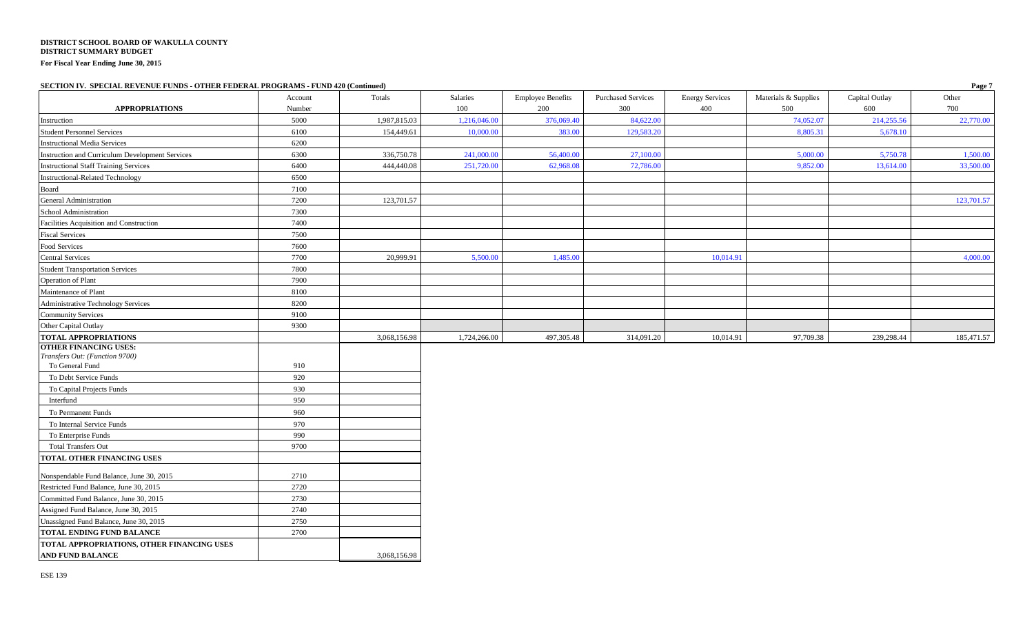**DISTRICT SCHOOL BOARD OF WAKULLA COUNTY**
**DISTRICT SUMMARY BUDGET**
**For Fiscal Year Ending June 30, 2015**

**SECTION IV. SPECIAL REVENUE FUNDS - OTHER FEDERAL PROGRAMS - FUND 420 (Continued)**

| APPROPRIATIONS | Account Number | Totals | Salaries 100 | Employee Benefits 200 | Purchased Services 300 | Energy Services 400 | Materials & Supplies 500 | Capital Outlay 600 | Other 700 |
|---|---|---|---|---|---|---|---|---|---|
| Instruction | 5000 | 1,987,815.03 | 1,216,046.00 | 376,069.40 | 84,622.00 | | 74,052.07 | 214,255.56 | 22,770.00 |
| Student Personnel Services | 6100 | 154,449.61 | 10,000.00 | 383.00 | 129,583.20 | | 8,805.31 | 5,678.10 | |
| Instructional Media Services | 6200 | | | | | | | | |
| Instruction and Curriculum Development Services | 6300 | 336,750.78 | 241,000.00 | 56,400.00 | 27,100.00 | | 5,000.00 | 5,750.78 | 1,500.00 |
| Instructional Staff Training Services | 6400 | 444,440.08 | 251,720.00 | 62,968.08 | 72,786.00 | | 9,852.00 | 13,614.00 | 33,500.00 |
| Instructional-Related Technology | 6500 | | | | | | | | |
| Board | 7100 | | | | | | | | |
| General Administration | 7200 | 123,701.57 | | | | | | | 123,701.57 |
| School Administration | 7300 | | | | | | | | |
| Facilities Acquisition and Construction | 7400 | | | | | | | | |
| Fiscal Services | 7500 | | | | | | | | |
| Food Services | 7600 | | | | | | | | |
| Central Services | 7700 | 20,999.91 | 5,500.00 | 1,485.00 | | 10,014.91 | | | 4,000.00 |
| Student Transportation Services | 7800 | | | | | | | | |
| Operation of Plant | 7900 | | | | | | | | |
| Maintenance of Plant | 8100 | | | | | | | | |
| Administrative Technology Services | 8200 | | | | | | | | |
| Community Services | 9100 | | | | | | | | |
| Other Capital Outlay | 9300 | | | | | | | | |
| **TOTAL APPROPRIATIONS** | | 3,068,156.98 | 1,724,266.00 | 497,305.48 | 314,091.20 | 10,014.91 | 97,709.38 | 239,298.44 | 185,471.57 |

| | Account Number | Totals |
|---|---|---|
| **OTHER FINANCING USES:** | | |
| *Transfers Out: (Function 9700)* | | |
| To General Fund | 910 | |
| To Debt Service Funds | 920 | |
| To Capital Projects Funds | 930 | |
| Interfund | 950 | |
| To Permanent Funds | 960 | |
| To Internal Service Funds | 970 | |
| To Enterprise Funds | 990 | |
| Total Transfers Out | 9700 | |
| **TOTAL OTHER FINANCING USES** | | |
| Nonspendable Fund Balance, June 30, 2015 | 2710 | |
| Restricted Fund Balance, June 30, 2015 | 2720 | |
| Committed Fund Balance, June 30, 2015 | 2730 | |
| Assigned Fund Balance, June 30, 2015 | 2740 | |
| Unassigned Fund Balance, June 30, 2015 | 2750 | |
| **TOTAL ENDING FUND BALANCE** | 2700 | |
| **TOTAL APPROPRIATIONS, OTHER FINANCING USES AND FUND BALANCE** | | 3,068,156.98 |

ESE 139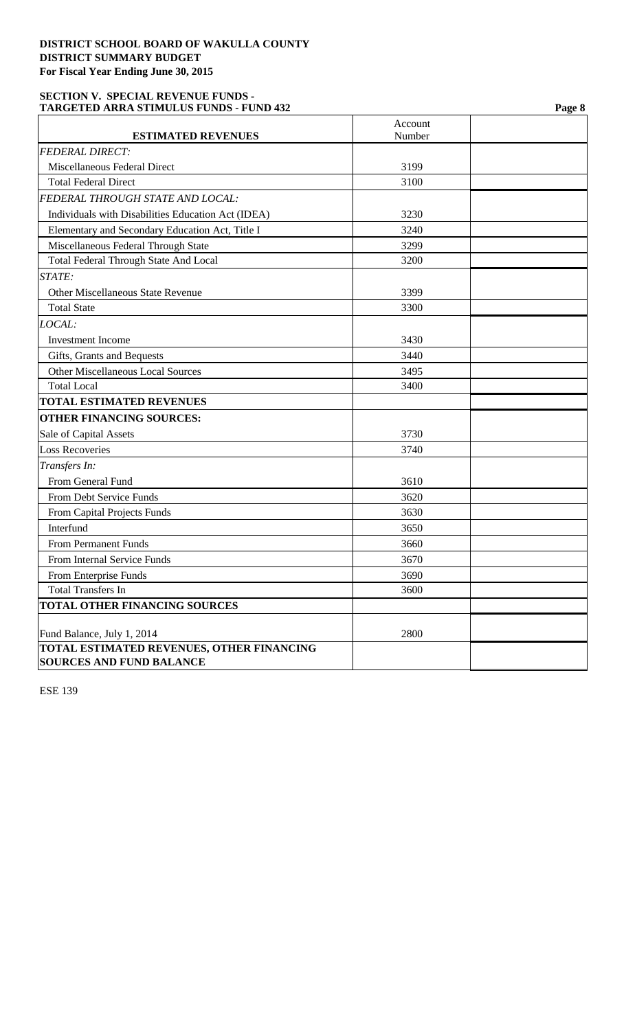**DISTRICT SCHOOL BOARD OF WAKULLA COUNTY**
**DISTRICT SUMMARY BUDGET**
**For Fiscal Year Ending June 30, 2015**

**SECTION V. SPECIAL REVENUE FUNDS -**
**TARGETED ARRA STIMULUS FUNDS - FUND 432**

| ESTIMATED REVENUES | Account Number | |
|---|---|---|
| *FEDERAL DIRECT:* | | |
| Miscellaneous Federal Direct | 3199 | |
| Total Federal Direct | 3100 | |
| *FEDERAL THROUGH STATE AND LOCAL:* | | |
| Individuals with Disabilities Education Act (IDEA) | 3230 | |
| Elementary and Secondary Education Act, Title I | 3240 | |
| Miscellaneous Federal Through State | 3299 | |
| Total Federal Through State And Local | 3200 | |
| *STATE:* | | |
| Other Miscellaneous State Revenue | 3399 | |
| Total State | 3300 | |
| *LOCAL:* | | |
| Investment Income | 3430 | |
| Gifts, Grants and Bequests | 3440 | |
| Other Miscellaneous Local Sources | 3495 | |
| Total Local | 3400 | |
| **TOTAL ESTIMATED REVENUES** | | |
| **OTHER FINANCING SOURCES:** | | |
| Sale of Capital Assets | 3730 | |
| Loss Recoveries | 3740 | |
| *Transfers In:* | | |
| From General Fund | 3610 | |
| From Debt Service Funds | 3620 | |
| From Capital Projects Funds | 3630 | |
| Interfund | 3650 | |
| From Permanent Funds | 3660 | |
| From Internal Service Funds | 3670 | |
| From Enterprise Funds | 3690 | |
| Total Transfers In | 3600 | |
| **TOTAL OTHER FINANCING SOURCES** | | |
| Fund Balance, July 1, 2014 | 2800 | |
| **TOTAL ESTIMATED REVENUES, OTHER FINANCING SOURCES AND FUND BALANCE** | | |

ESE 139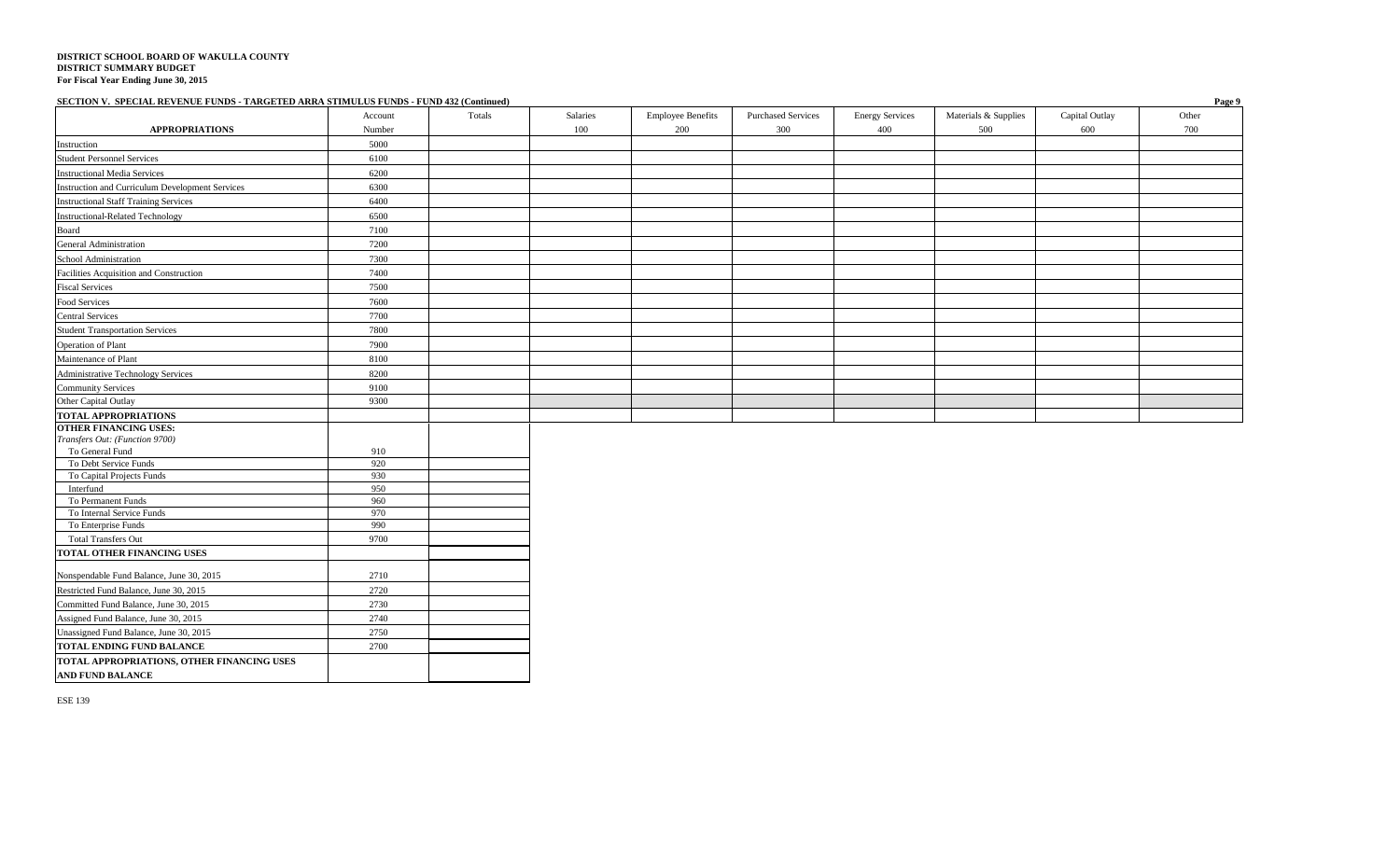**DISTRICT SCHOOL BOARD OF WAKULLA COUNTY**
**DISTRICT SUMMARY BUDGET**
**For Fiscal Year Ending June 30, 2015**

**SECTION V. SPECIAL REVENUE FUNDS - TARGETED ARRA STIMULUS FUNDS - FUND 432 (Continued)**

| APPROPRIATIONS | Account Number | Totals | Salaries 100 | Employee Benefits 200 | Purchased Services 300 | Energy Services 400 | Materials & Supplies 500 | Capital Outlay 600 | Other 700 |
|---|---|---|---|---|---|---|---|---|---|
| Instruction | 5000 | | | | | | | | |
| Student Personnel Services | 6100 | | | | | | | | |
| Instructional Media Services | 6200 | | | | | | | | |
| Instruction and Curriculum Development Services | 6300 | | | | | | | | |
| Instructional Staff Training Services | 6400 | | | | | | | | |
| Instructional-Related Technology | 6500 | | | | | | | | |
| Board | 7100 | | | | | | | | |
| General Administration | 7200 | | | | | | | | |
| School Administration | 7300 | | | | | | | | |
| Facilities Acquisition and Construction | 7400 | | | | | | | | |
| Fiscal Services | 7500 | | | | | | | | |
| Food Services | 7600 | | | | | | | | |
| Central Services | 7700 | | | | | | | | |
| Student Transportation Services | 7800 | | | | | | | | |
| Operation of Plant | 7900 | | | | | | | | |
| Maintenance of Plant | 8100 | | | | | | | | |
| Administrative Technology Services | 8200 | | | | | | | | |
| Community Services | 9100 | | | | | | | | |
| Other Capital Outlay | 9300 | | | | | | | | |
| **TOTAL APPROPRIATIONS** | | | | | | | | | |

| | Account Number | Totals |
|---|---|---|
| **OTHER FINANCING USES:** | | |
| *Transfers Out: (Function 9700)* | | |
| To General Fund | 910 | |
| To Debt Service Funds | 920 | |
| To Capital Projects Funds | 930 | |
| Interfund | 950 | |
| To Permanent Funds | 960 | |
| To Internal Service Funds | 970 | |
| To Enterprise Funds | 990 | |
| Total Transfers Out | 9700 | |
| **TOTAL OTHER FINANCING USES** | | |
| Nonspendable Fund Balance, June 30, 2015 | 2710 | |
| Restricted Fund Balance, June 30, 2015 | 2720 | |
| Committed Fund Balance, June 30, 2015 | 2730 | |
| Assigned Fund Balance, June 30, 2015 | 2740 | |
| Unassigned Fund Balance, June 30, 2015 | 2750 | |
| **TOTAL ENDING FUND BALANCE** | 2700 | |
| **TOTAL APPROPRIATIONS, OTHER FINANCING USES AND FUND BALANCE** | | |

ESE 139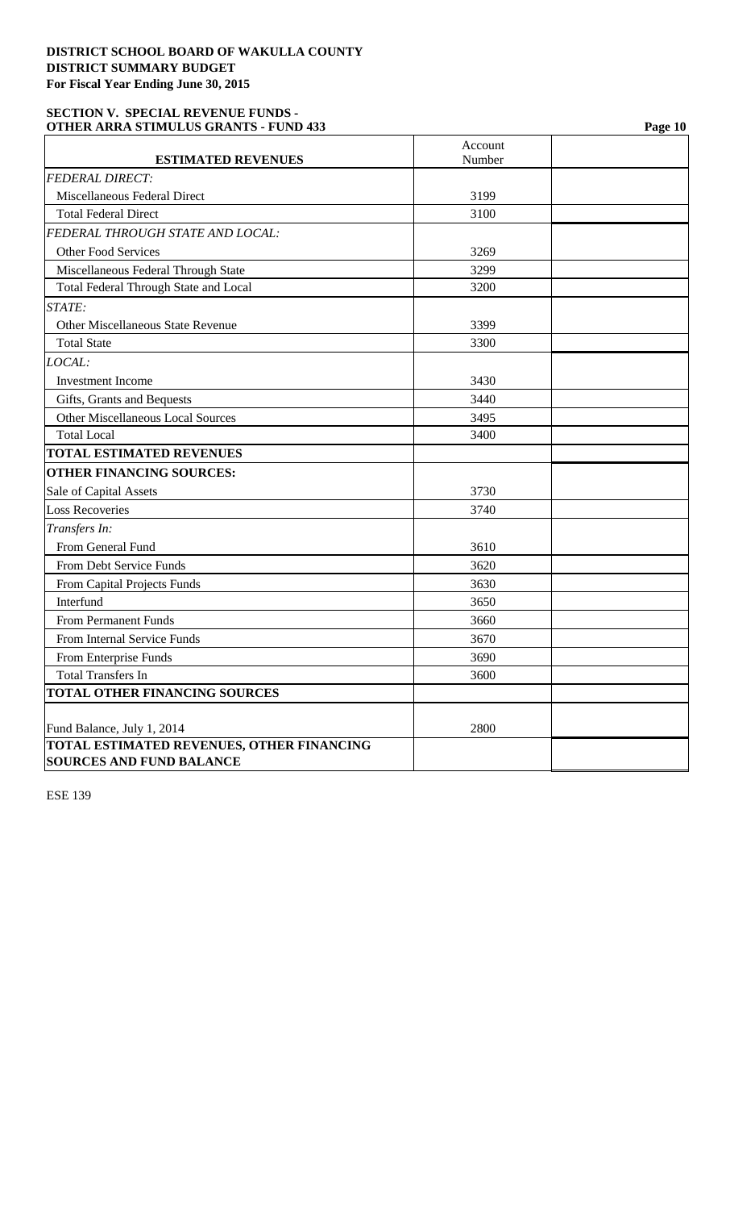**DISTRICT SCHOOL BOARD OF WAKULLA COUNTY**
**DISTRICT SUMMARY BUDGET**
**For Fiscal Year Ending June 30, 2015**

**SECTION V. SPECIAL REVENUE FUNDS -**
**OTHER ARRA STIMULUS GRANTS - FUND 433**

| ESTIMATED REVENUES | Account Number | |
|---|---|---|
| *FEDERAL DIRECT:* | | |
| Miscellaneous Federal Direct | 3199 | |
| Total Federal Direct | 3100 | |
| *FEDERAL THROUGH STATE AND LOCAL:* | | |
| Other Food Services | 3269 | |
| Miscellaneous Federal Through State | 3299 | |
| Total Federal Through State and Local | 3200 | |
| *STATE:* | | |
| Other Miscellaneous State Revenue | 3399 | |
| Total State | 3300 | |
| *LOCAL:* | | |
| Investment Income | 3430 | |
| Gifts, Grants and Bequests | 3440 | |
| Other Miscellaneous Local Sources | 3495 | |
| Total Local | 3400 | |
| **TOTAL ESTIMATED REVENUES** | | |
| **OTHER FINANCING SOURCES:** | | |
| Sale of Capital Assets | 3730 | |
| Loss Recoveries | 3740 | |
| *Transfers In:* | | |
| From General Fund | 3610 | |
| From Debt Service Funds | 3620 | |
| From Capital Projects Funds | 3630 | |
| Interfund | 3650 | |
| From Permanent Funds | 3660 | |
| From Internal Service Funds | 3670 | |
| From Enterprise Funds | 3690 | |
| Total Transfers In | 3600 | |
| **TOTAL OTHER FINANCING SOURCES** | | |
| Fund Balance, July 1, 2014 | 2800 | |
| **TOTAL ESTIMATED REVENUES, OTHER FINANCING SOURCES AND FUND BALANCE** | | |

ESE 139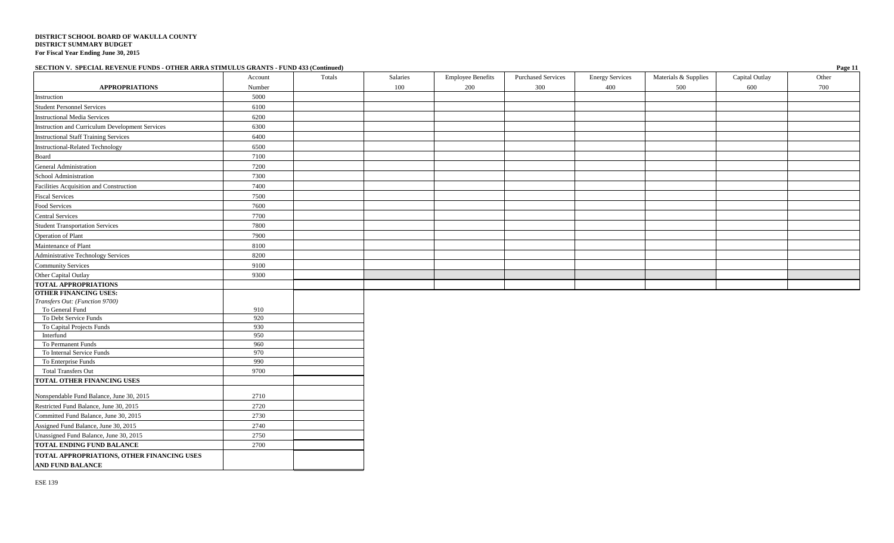**DISTRICT SCHOOL BOARD OF WAKULLA COUNTY**
**DISTRICT SUMMARY BUDGET**
**For Fiscal Year Ending June 30, 2015**

**SECTION V. SPECIAL REVENUE FUNDS - OTHER ARRA STIMULUS GRANTS - FUND 433 (Continued)**

| APPROPRIATIONS | Account Number | Totals | Salaries 100 | Employee Benefits 200 | Purchased Services 300 | Energy Services 400 | Materials & Supplies 500 | Capital Outlay 600 | Other 700 |
|---|---|---|---|---|---|---|---|---|---|
| Instruction | 5000 | | | | | | | | |
| Student Personnel Services | 6100 | | | | | | | | |
| Instructional Media Services | 6200 | | | | | | | | |
| Instruction and Curriculum Development Services | 6300 | | | | | | | | |
| Instructional Staff Training Services | 6400 | | | | | | | | |
| Instructional-Related Technology | 6500 | | | | | | | | |
| Board | 7100 | | | | | | | | |
| General Administration | 7200 | | | | | | | | |
| School Administration | 7300 | | | | | | | | |
| Facilities Acquisition and Construction | 7400 | | | | | | | | |
| Fiscal Services | 7500 | | | | | | | | |
| Food Services | 7600 | | | | | | | | |
| Central Services | 7700 | | | | | | | | |
| Student Transportation Services | 7800 | | | | | | | | |
| Operation of Plant | 7900 | | | | | | | | |
| Maintenance of Plant | 8100 | | | | | | | | |
| Administrative Technology Services | 8200 | | | | | | | | |
| Community Services | 9100 | | | | | | | | |
| Other Capital Outlay | 9300 | | | | | | | | |
| **TOTAL APPROPRIATIONS** | | | | | | | | | |

| | Account Number | Totals |
|---|---|---|
| **OTHER FINANCING USES:** | | |
| *Transfers Out: (Function 9700)* | | |
| To General Fund | 910 | |
| To Debt Service Funds | 920 | |
| To Capital Projects Funds | 930 | |
| Interfund | 950 | |
| To Permanent Funds | 960 | |
| To Internal Service Funds | 970 | |
| To Enterprise Funds | 990 | |
| Total Transfers Out | 9700 | |
| **TOTAL OTHER FINANCING USES** | | |
| Nonspendable Fund Balance, June 30, 2015 | 2710 | |
| Restricted Fund Balance, June 30, 2015 | 2720 | |
| Committed Fund Balance, June 30, 2015 | 2730 | |
| Assigned Fund Balance, June 30, 2015 | 2740 | |
| Unassigned Fund Balance, June 30, 2015 | 2750 | |
| **TOTAL ENDING FUND BALANCE** | 2700 | |
| **TOTAL APPROPRIATIONS, OTHER FINANCING USES AND FUND BALANCE** | | |

ESE 139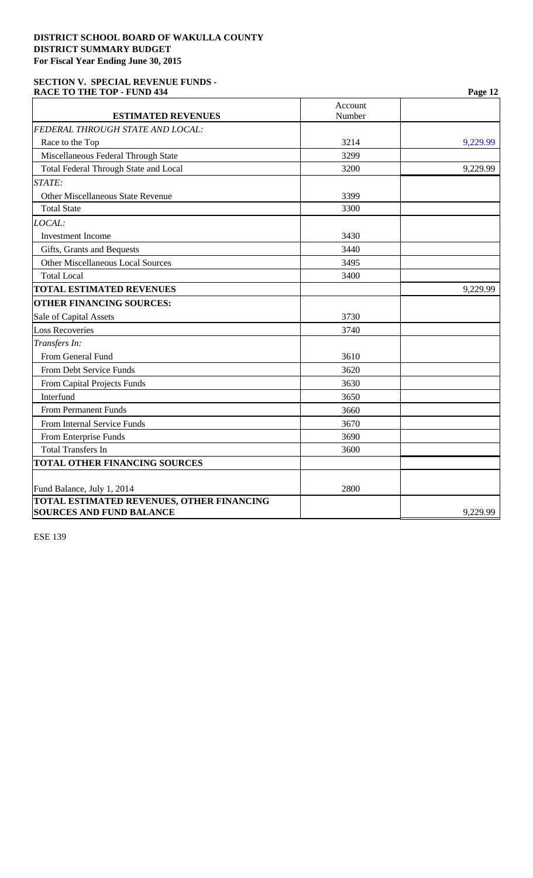**DISTRICT SCHOOL BOARD OF WAKULLA COUNTY**
**DISTRICT SUMMARY BUDGET**
**For Fiscal Year Ending June 30, 2015**

**SECTION V. SPECIAL REVENUE FUNDS -**
**RACE TO THE TOP - FUND 434**

| ESTIMATED REVENUES | Account Number | |
|---|---|---|
| *FEDERAL THROUGH STATE AND LOCAL:* | | |
| Race to the Top | 3214 | 9,229.99 |
| Miscellaneous Federal Through State | 3299 | |
| Total Federal Through State and Local | 3200 | 9,229.99 |
| *STATE:* | | |
| Other Miscellaneous State Revenue | 3399 | |
| Total State | 3300 | |
| *LOCAL:* | | |
| Investment Income | 3430 | |
| Gifts, Grants and Bequests | 3440 | |
| Other Miscellaneous Local Sources | 3495 | |
| Total Local | 3400 | |
| **TOTAL ESTIMATED REVENUES** | | 9,229.99 |
| **OTHER FINANCING SOURCES:** | | |
| Sale of Capital Assets | 3730 | |
| Loss Recoveries | 3740 | |
| *Transfers In:* | | |
| From General Fund | 3610 | |
| From Debt Service Funds | 3620 | |
| From Capital Projects Funds | 3630 | |
| Interfund | 3650 | |
| From Permanent Funds | 3660 | |
| From Internal Service Funds | 3670 | |
| From Enterprise Funds | 3690 | |
| Total Transfers In | 3600 | |
| **TOTAL OTHER FINANCING SOURCES** | | |
| Fund Balance, July 1, 2014 | 2800 | |
| **TOTAL ESTIMATED REVENUES, OTHER FINANCING SOURCES AND FUND BALANCE** | | 9,229.99 |

ESE 139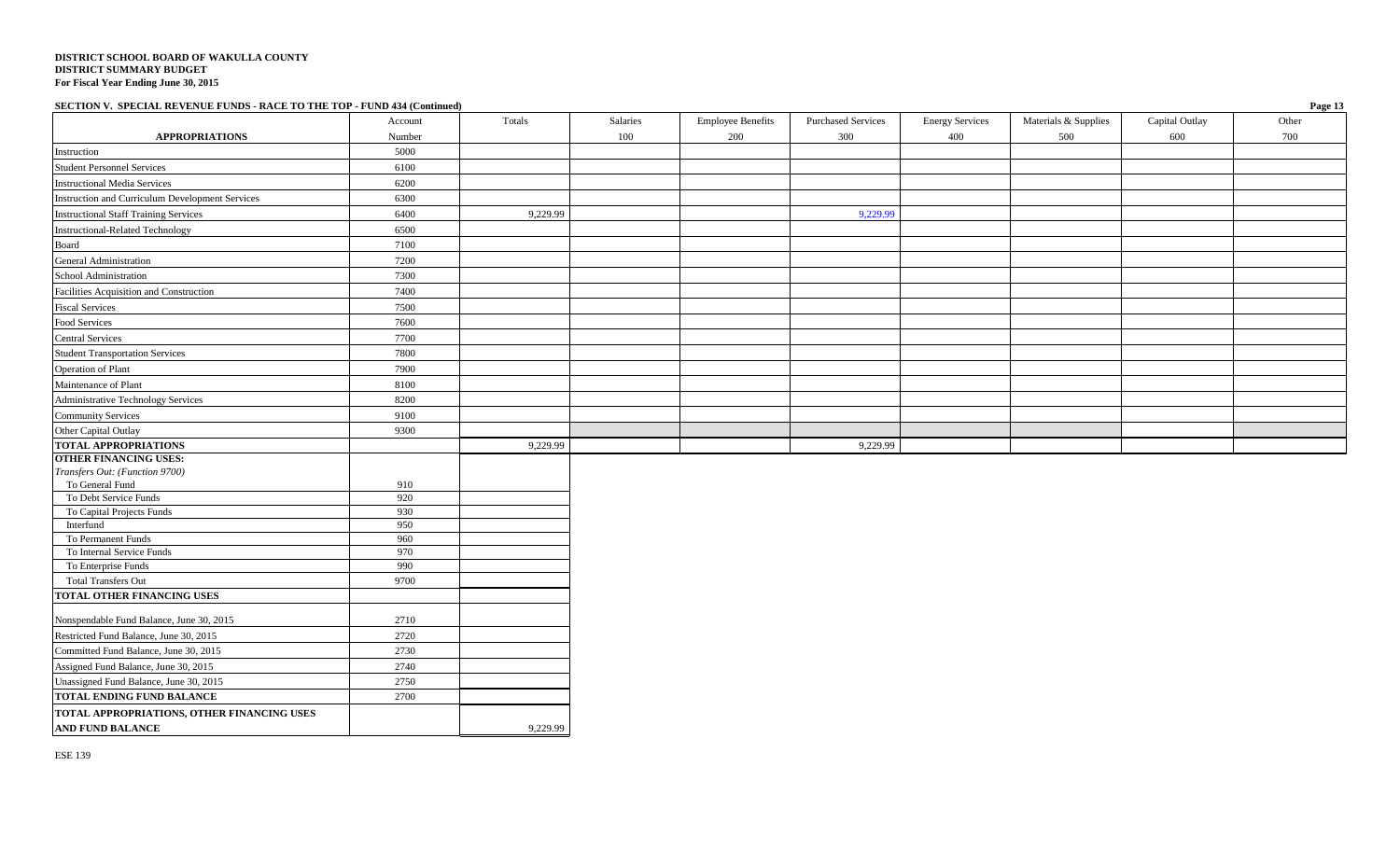**DISTRICT SCHOOL BOARD OF WAKULLA COUNTY**
**DISTRICT SUMMARY BUDGET**
**For Fiscal Year Ending June 30, 2015**

**SECTION V. SPECIAL REVENUE FUNDS - RACE TO THE TOP - FUND 434 (Continued)**

| APPROPRIATIONS | Account Number | Totals | Salaries 100 | Employee Benefits 200 | Purchased Services 300 | Energy Services 400 | Materials & Supplies 500 | Capital Outlay 600 | Other 700 |
|---|---|---|---|---|---|---|---|---|---|
| Instruction | 5000 | | | | | | | | |
| Student Personnel Services | 6100 | | | | | | | | |
| Instructional Media Services | 6200 | | | | | | | | |
| Instruction and Curriculum Development Services | 6300 | | | | | | | | |
| Instructional Staff Training Services | 6400 | 9,229.99 | | | 9,229.99 | | | | |
| Instructional-Related Technology | 6500 | | | | | | | | |
| Board | 7100 | | | | | | | | |
| General Administration | 7200 | | | | | | | | |
| School Administration | 7300 | | | | | | | | |
| Facilities Acquisition and Construction | 7400 | | | | | | | | |
| Fiscal Services | 7500 | | | | | | | | |
| Food Services | 7600 | | | | | | | | |
| Central Services | 7700 | | | | | | | | |
| Student Transportation Services | 7800 | | | | | | | | |
| Operation of Plant | 7900 | | | | | | | | |
| Maintenance of Plant | 8100 | | | | | | | | |
| Administrative Technology Services | 8200 | | | | | | | | |
| Community Services | 9100 | | | | | | | | |
| Other Capital Outlay | 9300 | | | | | | | | |
| **TOTAL APPROPRIATIONS** | | 9,229.99 | | | 9,229.99 | | | | |
| **OTHER FINANCING USES:** | | | | | | | | | |
| *Transfers Out: (Function 9700)* | | | | | | | | | |
| To General Fund | 910 | | | | | | | | |
| To Debt Service Funds | 920 | | | | | | | | |
| To Capital Projects Funds | 930 | | | | | | | | |
| Interfund | 950 | | | | | | | | |
| To Permanent Funds | 960 | | | | | | | | |
| To Internal Service Funds | 970 | | | | | | | | |
| To Enterprise Funds | 990 | | | | | | | | |
| Total Transfers Out | 9700 | | | | | | | | |
| **TOTAL OTHER FINANCING USES** | | | | | | | | | |
| Nonspendable Fund Balance, June 30, 2015 | 2710 | | | | | | | | |
| Restricted Fund Balance, June 30, 2015 | 2720 | | | | | | | | |
| Committed Fund Balance, June 30, 2015 | 2730 | | | | | | | | |
| Assigned Fund Balance, June 30, 2015 | 2740 | | | | | | | | |
| Unassigned Fund Balance, June 30, 2015 | 2750 | | | | | | | | |
| **TOTAL ENDING FUND BALANCE** | 2700 | | | | | | | | |
| **TOTAL APPROPRIATIONS, OTHER FINANCING USES AND FUND BALANCE** | | 9,229.99 | | | | | | | |

ESE 139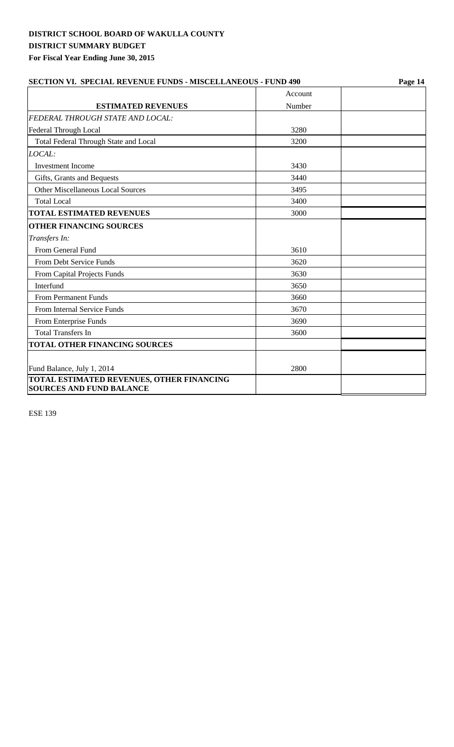**DISTRICT SCHOOL BOARD OF WAKULLA COUNTY**
**DISTRICT SUMMARY BUDGET**
**For Fiscal Year Ending June 30, 2015**

**SECTION VI. SPECIAL REVENUE FUNDS - MISCELLANEOUS - FUND 490**

| **ESTIMATED REVENUES** | Account Number | |
|---|---|---|
| *FEDERAL THROUGH STATE AND LOCAL:* | | |
| Federal Through Local | 3280 | |
| Total Federal Through State and Local | 3200 | |
| *LOCAL:* | | |
| Investment Income | 3430 | |
| Gifts, Grants and Bequests | 3440 | |
| Other Miscellaneous Local Sources | 3495 | |
| Total Local | 3400 | |
| **TOTAL ESTIMATED REVENUES** | 3000 | |
| **OTHER FINANCING SOURCES** | | |
| *Transfers In:* | | |
| From General Fund | 3610 | |
| From Debt Service Funds | 3620 | |
| From Capital Projects Funds | 3630 | |
| Interfund | 3650 | |
| From Permanent Funds | 3660 | |
| From Internal Service Funds | 3670 | |
| From Enterprise Funds | 3690 | |
| Total Transfers In | 3600 | |
| **TOTAL OTHER FINANCING SOURCES** | | |
| Fund Balance, July 1, 2014 | 2800 | |
| **TOTAL ESTIMATED REVENUES, OTHER FINANCING SOURCES AND FUND BALANCE** | | |

ESE 139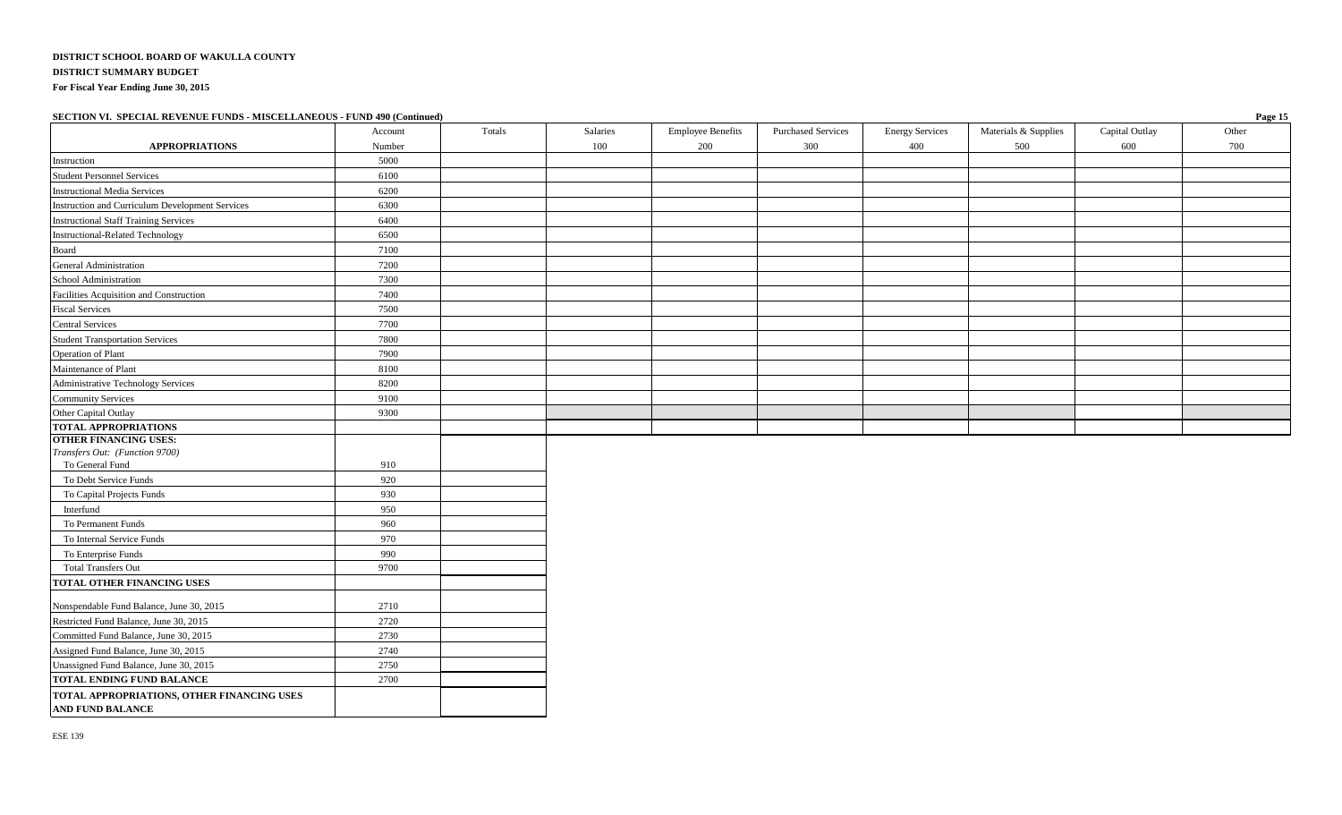**DISTRICT SCHOOL BOARD OF WAKULLA COUNTY**

**DISTRICT SUMMARY BUDGET**

**For Fiscal Year Ending June 30, 2015**

**SECTION VI. SPECIAL REVENUE FUNDS - MISCELLANEOUS - FUND 490 (Continued)**

| APPROPRIATIONS | Account Number | Totals | Salaries 100 | Employee Benefits 200 | Purchased Services 300 | Energy Services 400 | Materials & Supplies 500 | Capital Outlay 600 | Other 700 |
|---|---|---|---|---|---|---|---|---|---|
| Instruction | 5000 | | | | | | | | |
| Student Personnel Services | 6100 | | | | | | | | |
| Instructional Media Services | 6200 | | | | | | | | |
| Instruction and Curriculum Development Services | 6300 | | | | | | | | |
| Instructional Staff Training Services | 6400 | | | | | | | | |
| Instructional-Related Technology | 6500 | | | | | | | | |
| Board | 7100 | | | | | | | | |
| General Administration | 7200 | | | | | | | | |
| School Administration | 7300 | | | | | | | | |
| Facilities Acquisition and Construction | 7400 | | | | | | | | |
| Fiscal Services | 7500 | | | | | | | | |
| Central Services | 7700 | | | | | | | | |
| Student Transportation Services | 7800 | | | | | | | | |
| Operation of Plant | 7900 | | | | | | | | |
| Maintenance of Plant | 8100 | | | | | | | | |
| Administrative Technology Services | 8200 | | | | | | | | |
| Community Services | 9100 | | | | | | | | |
| Other Capital Outlay | 9300 | | | | | | | | |
| **TOTAL APPROPRIATIONS** | | | | | | | | | |

| | Account Number | Totals |
|---|---|---|
| **OTHER FINANCING USES:** *Transfers Out: (Function 9700)* | | |
| To General Fund | 910 | |
| To Debt Service Funds | 920 | |
| To Capital Projects Funds | 930 | |
| Interfund | 950 | |
| To Permanent Funds | 960 | |
| To Internal Service Funds | 970 | |
| To Enterprise Funds | 990 | |
| Total Transfers Out | 9700 | |
| **TOTAL OTHER FINANCING USES** | | |
| Nonspendable Fund Balance, June 30, 2015 | 2710 | |
| Restricted Fund Balance, June 30, 2015 | 2720 | |
| Committed Fund Balance, June 30, 2015 | 2730 | |
| Assigned Fund Balance, June 30, 2015 | 2740 | |
| Unassigned Fund Balance, June 30, 2015 | 2750 | |
| **TOTAL ENDING FUND BALANCE** | 2700 | |
| **TOTAL APPROPRIATIONS, OTHER FINANCING USES AND FUND BALANCE** | | |

ESE 139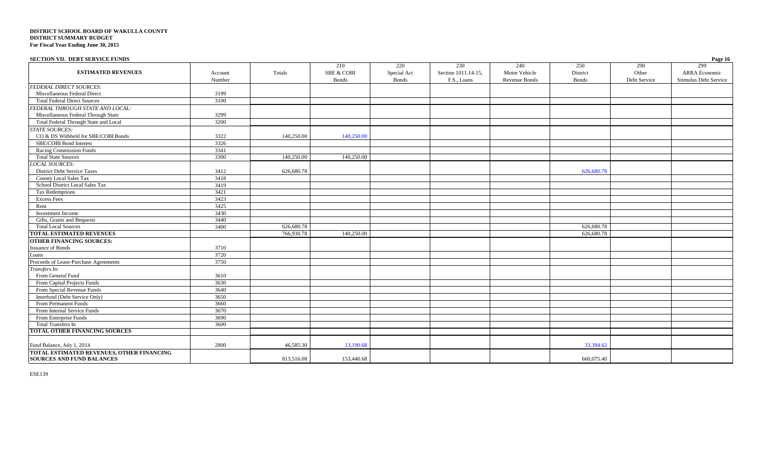**DISTRICT SCHOOL BOARD OF WAKULLA COUNTY**
**DISTRICT SUMMARY BUDGET**
**For Fiscal Year Ending June 30, 2015**

**SECTION VII. DEBT SERVICE FUNDS**

| ESTIMATED REVENUES | Account Number | Totals | 210 SBE & COBI Bonds | 220 Special Act Bonds | 230 Section 1011.14-15, F.S., Loans | 240 Motor Vehicle Revenue Bonds | 250 District Bonds | 290 Other Debt Service | 299 ARRA Economic Stimulus Debt Service |
|---|---|---|---|---|---|---|---|---|---|
| *FEDERAL DIRECT SOURCES:* | | | | | | | | | |
| Miscellaneous Federal Direct | 3199 | | | | | | | | |
| Total Federal Direct Sources | 3100 | | | | | | | | |
| *FEDERAL THROUGH STATE AND LOCAL:* | | | | | | | | | |
| Miscellaneous Federal Through State | 3299 | | | | | | | | |
| Total Federal Through State and Local | 3200 | | | | | | | | |
| *STATE SOURCES:* | | | | | | | | | |
| CO & DS Withheld for SBE/COBI Bonds | 3322 | 140,250.00 | 140,250.00 | | | | | | |
| SBE/COBI Bond Interest | 3326 | | | | | | | | |
| Racing Commission Funds | 3341 | | | | | | | | |
| Total State Sources | 3300 | 140,250.00 | 140,250.00 | | | | | | |
| *LOCAL SOURCES:* | | | | | | | | | |
| District Debt Service Taxes | 3412 | 626,680.78 | | | | | 626,680.78 | | |
| County Local Sales Tax | 3418 | | | | | | | | |
| School District Local Sales Tax | 3419 | | | | | | | | |
| Tax Redemptions | 3421 | | | | | | | | |
| Excess Fees | 3423 | | | | | | | | |
| Rent | 3425 | | | | | | | | |
| Investment Income | 3430 | | | | | | | | |
| Gifts, Grants and Bequests | 3440 | | | | | | | | |
| Total Local Sources | 3400 | 626,680.78 | | | | | 626,680.78 | | |
| **TOTAL ESTIMATED REVENUES** | | 766,930.78 | 140,250.00 | | | | 626,680.78 | | |
| **OTHER FINANCING SOURCES:** | | | | | | | | | |
| Issuance of Bonds | 3710 | | | | | | | | |
| Loans | 3720 | | | | | | | | |
| Proceeds of Lease-Purchase Agreements | 3750 | | | | | | | | |
| *Transfers In:* | | | | | | | | | |
| From General Fund | 3610 | | | | | | | | |
| From Capital Projects Funds | 3630 | | | | | | | | |
| From Special Revenue Funds | 3640 | | | | | | | | |
| Interfund (Debt Service Only) | 3650 | | | | | | | | |
| From Permanent Funds | 3660 | | | | | | | | |
| From Internal Service Funds | 3670 | | | | | | | | |
| From Enterprise Funds | 3690 | | | | | | | | |
| Total Transfers In | 3600 | | | | | | | | |
| **TOTAL OTHER FINANCING SOURCES** | | | | | | | | | |
| Fund Balance, July 1, 2014 | 2800 | 46,585.30 | 13,190.68 | | | | 33,394.62 | | |
| **TOTAL ESTIMATED REVENUES, OTHER FINANCING SOURCES AND FUND BALANCES** | | 813,516.08 | 153,440.68 | | | | 660,075.40 | | |

ESE139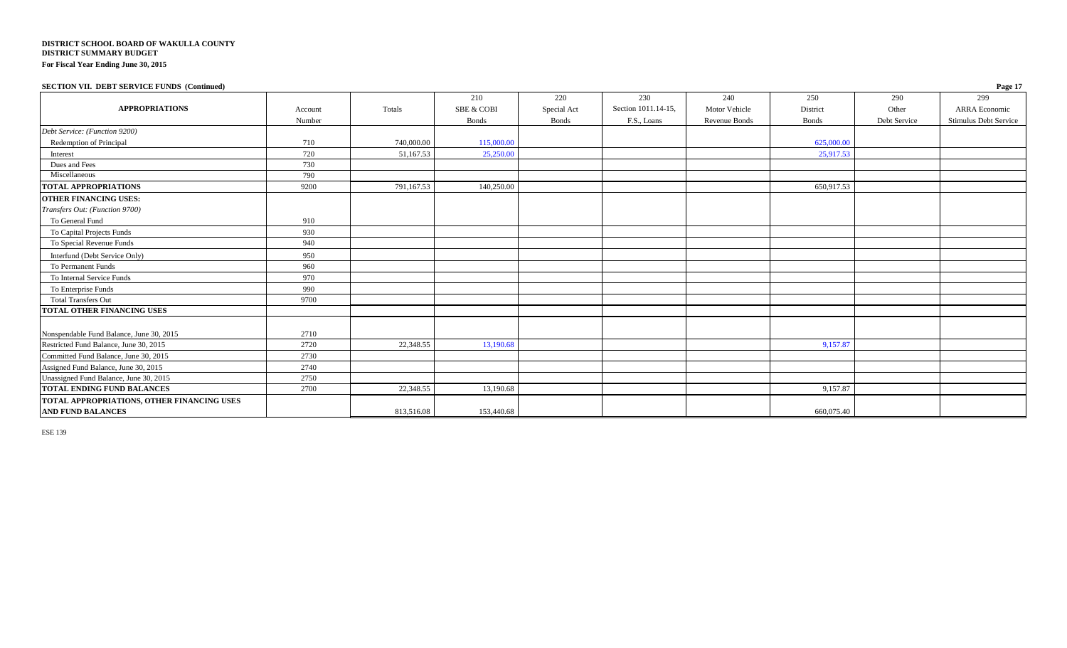**DISTRICT SCHOOL BOARD OF WAKULLA COUNTY**
**DISTRICT SUMMARY BUDGET**
**For Fiscal Year Ending June 30, 2015**

**SECTION VII. DEBT SERVICE FUNDS (Continued)**

| APPROPRIATIONS | Account Number | Totals | 210 SBE & COBI Bonds | 220 Special Act Bonds | 230 Section 1011.14-15, F.S., Loans | 240 Motor Vehicle Revenue Bonds | 250 District Bonds | 290 Other Debt Service | 299 ARRA Economic Stimulus Debt Service |
|---|---|---|---|---|---|---|---|---|---|
| *Debt Service: (Function 9200)* | | | | | | | | | |
| Redemption of Principal | 710 | 740,000.00 | 115,000.00 | | | | 625,000.00 | | |
| Interest | 720 | 51,167.53 | 25,250.00 | | | | 25,917.53 | | |
| Dues and Fees | 730 | | | | | | | | |
| Miscellaneous | 790 | | | | | | | | |
| **TOTAL APPROPRIATIONS** | 9200 | 791,167.53 | 140,250.00 | | | | 650,917.53 | | |
| **OTHER FINANCING USES:** | | | | | | | | | |
| *Transfers Out: (Function 9700)* | | | | | | | | | |
| To General Fund | 910 | | | | | | | | |
| To Capital Projects Funds | 930 | | | | | | | | |
| To Special Revenue Funds | 940 | | | | | | | | |
| Interfund (Debt Service Only) | 950 | | | | | | | | |
| To Permanent Funds | 960 | | | | | | | | |
| To Internal Service Funds | 970 | | | | | | | | |
| To Enterprise Funds | 990 | | | | | | | | |
| Total Transfers Out | 9700 | | | | | | | | |
| **TOTAL OTHER FINANCING USES** | | | | | | | | | |
| Nonspendable Fund Balance, June 30, 2015 | 2710 | | | | | | | | |
| Restricted Fund Balance, June 30, 2015 | 2720 | 22,348.55 | 13,190.68 | | | | 9,157.87 | | |
| Committed Fund Balance, June 30, 2015 | 2730 | | | | | | | | |
| Assigned Fund Balance, June 30, 2015 | 2740 | | | | | | | | |
| Unassigned Fund Balance, June 30, 2015 | 2750 | | | | | | | | |
| **TOTAL ENDING FUND BALANCES** | 2700 | 22,348.55 | 13,190.68 | | | | 9,157.87 | | |
| **TOTAL APPROPRIATIONS, OTHER FINANCING USES AND FUND BALANCES** | | 813,516.08 | 153,440.68 | | | | 660,075.40 | | |

ESE 139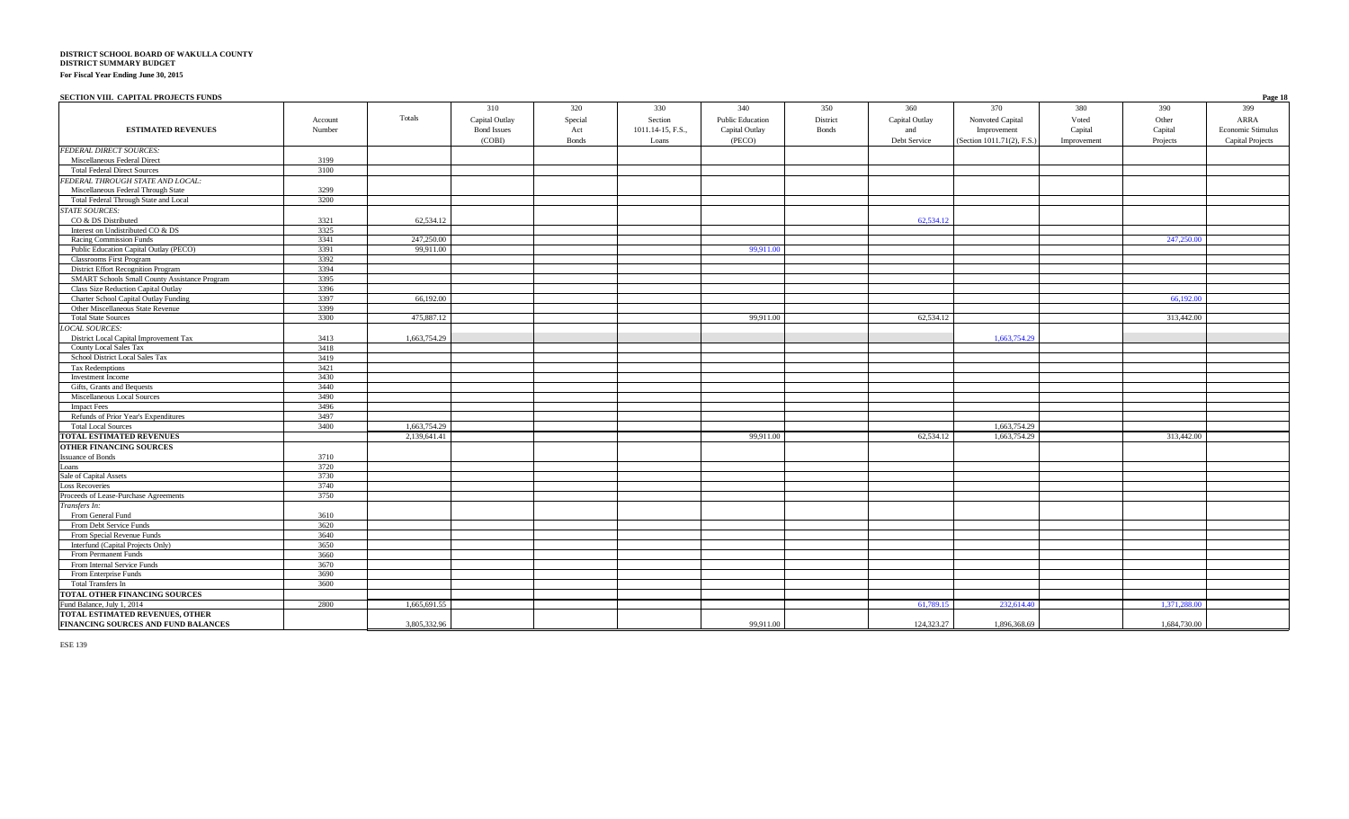**DISTRICT SCHOOL BOARD OF WAKULLA COUNTY**
**DISTRICT SUMMARY BUDGET**
**For Fiscal Year Ending June 30, 2015**

**SECTION VIII. CAPITAL PROJECTS FUNDS**

| ESTIMATED REVENUES | Account Number | Totals | 310 Capital Outlay Bond Issues (COBI) | 320 Special Act Bonds | 330 Section 1011.14-15, F.S., Loans | 340 Public Education Capital Outlay (PECO) | 350 District Bonds | 360 Capital Outlay and Debt Service | 370 Nonvoted Capital Improvement (Section 1011.71(2), F.S.) | 380 Voted Capital Improvement | 390 Other Capital Projects | 399 ARRA Economic Stimulus Capital Projects |
|---|---|---|---|---|---|---|---|---|---|---|---|---|
| *FEDERAL DIRECT SOURCES:* | | | | | | | | | | | | |
| Miscellaneous Federal Direct | 3199 | | | | | | | | | | | |
| Total Federal Direct Sources | 3100 | | | | | | | | | | | |
| *FEDERAL THROUGH STATE AND LOCAL:* | | | | | | | | | | | | |
| Miscellaneous Federal Through State | 3299 | | | | | | | | | | | |
| Total Federal Through State and Local | 3200 | | | | | | | | | | | |
| *STATE SOURCES:* | | | | | | | | | | | | |
| CO & DS Distributed | 3321 | 62,534.12 | | | | | | 62,534.12 | | | | |
| Interest on Undistributed CO & DS | 3325 | | | | | | | | | | | |
| Racing Commission Funds | 3341 | 247,250.00 | | | | | | | | | 247,250.00 | |
| Public Education Capital Outlay (PECO) | 3391 | 99,911.00 | | | | 99,911.00 | | | | | | |
| Classrooms First Program | 3392 | | | | | | | | | | | |
| District Effort Recognition Program | 3394 | | | | | | | | | | | |
| SMART Schools Small County Assistance Program | 3395 | | | | | | | | | | | |
| Class Size Reduction Capital Outlay | 3396 | | | | | | | | | | | |
| Charter School Capital Outlay Funding | 3397 | 66,192.00 | | | | | | | | | 66,192.00 | |
| Other Miscellaneous State Revenue | 3399 | | | | | | | | | | | |
| Total State Sources | 3300 | 475,887.12 | | | | 99,911.00 | | 62,534.12 | | | 313,442.00 | |
| *LOCAL SOURCES:* | | | | | | | | | | | | |
| District Local Capital Improvement Tax | 3413 | 1,663,754.29 | | | | | | | 1,663,754.29 | | | |
| County Local Sales Tax | 3418 | | | | | | | | | | | |
| School District Local Sales Tax | 3419 | | | | | | | | | | | |
| Tax Redemptions | 3421 | | | | | | | | | | | |
| Investment Income | 3430 | | | | | | | | | | | |
| Gifts, Grants and Bequests | 3440 | | | | | | | | | | | |
| Miscellaneous Local Sources | 3490 | | | | | | | | | | | |
| Impact Fees | 3496 | | | | | | | | | | | |
| Refunds of Prior Year's Expenditures | 3497 | | | | | | | | | | | |
| Total Local Sources | 3400 | 1,663,754.29 | | | | | | | 1,663,754.29 | | | |
| **TOTAL ESTIMATED REVENUES** | | 2,139,641.41 | | | | 99,911.00 | | 62,534.12 | 1,663,754.29 | | 313,442.00 | |
| **OTHER FINANCING SOURCES** | | | | | | | | | | | | |
| Issuance of Bonds | 3710 | | | | | | | | | | | |
| Loans | 3720 | | | | | | | | | | | |
| Sale of Capital Assets | 3730 | | | | | | | | | | | |
| Loss Recoveries | 3740 | | | | | | | | | | | |
| Proceeds of Lease-Purchase Agreements | 3750 | | | | | | | | | | | |
| *Transfers In:* | | | | | | | | | | | | |
| From General Fund | 3610 | | | | | | | | | | | |
| From Debt Service Funds | 3620 | | | | | | | | | | | |
| From Special Revenue Funds | 3640 | | | | | | | | | | | |
| Interfund (Capital Projects Only) | 3650 | | | | | | | | | | | |
| From Permanent Funds | 3660 | | | | | | | | | | | |
| From Internal Service Funds | 3670 | | | | | | | | | | | |
| From Enterprise Funds | 3690 | | | | | | | | | | | |
| Total Transfers In | 3600 | | | | | | | | | | | |
| **TOTAL OTHER FINANCING SOURCES** | | | | | | | | | | | | |
| Fund Balance, July 1, 2014 | 2800 | 1,665,691.55 | | | | | | 61,789.15 | 232,614.40 | | 1,371,288.00 | |
| **TOTAL ESTIMATED REVENUES, OTHER FINANCING SOURCES AND FUND BALANCES** | | 3,805,332.96 | | | | 99,911.00 | | 124,323.27 | 1,896,368.69 | | 1,684,730.00 | |

ESE 139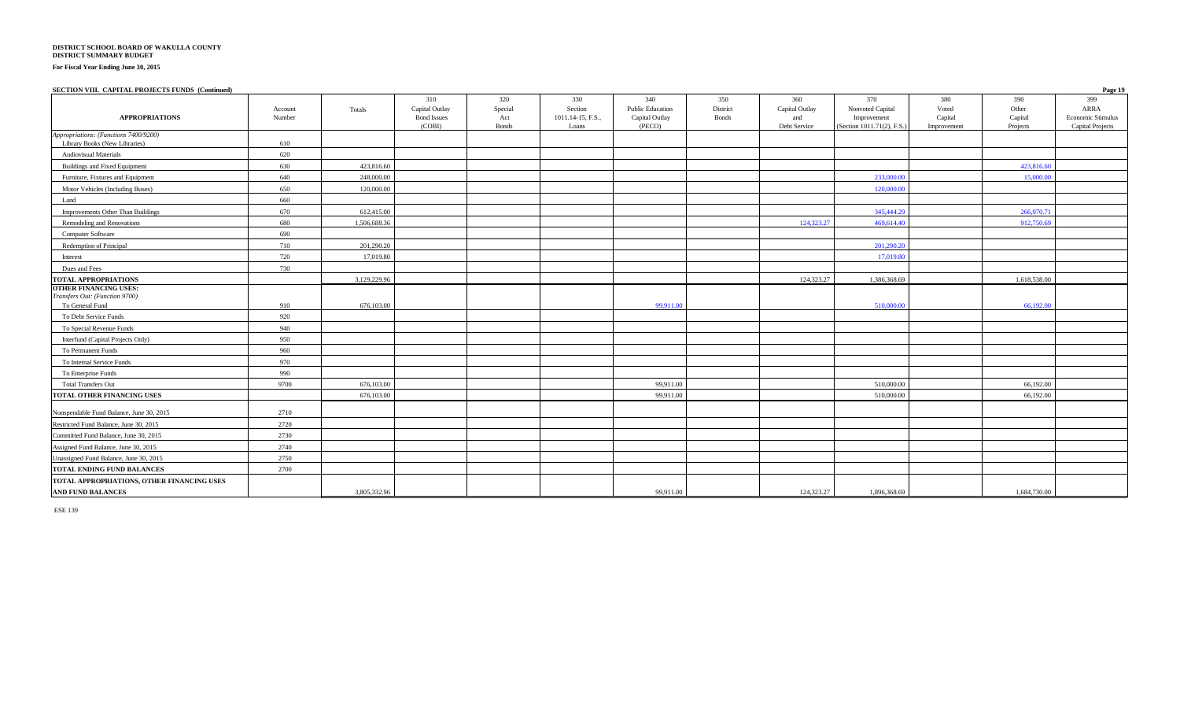**DISTRICT SCHOOL BOARD OF WAKULLA COUNTY**
**DISTRICT SUMMARY BUDGET**

**For Fiscal Year Ending June 30, 2015**

**SECTION VIII. CAPITAL PROJECTS FUNDS (Continued)**

| APPROPRIATIONS | Account Number | Totals | 310 Capital Outlay Bond Issues (COBI) | 320 Special Act Bonds | 330 Section 1011.14-15, F.S., Loans | 340 Public Education Capital Outlay (PECO) | 350 District Bonds | 360 Capital Outlay and Debt Service | 370 Nonvoted Capital Improvement (Section 1011.71(2), F.S.) | 380 Voted Capital Improvement | 390 Other Capital Projects | 399 ARRA Economic Stimulus Capital Projects |
|---|---|---|---|---|---|---|---|---|---|---|---|---|
| *Appropriations: (Functions 7400/9200)* | | | | | | | | | | | | |
| Library Books (New Libraries) | 610 | | | | | | | | | | | |
| Audiovisual Materials | 620 | | | | | | | | | | | |
| Buildings and Fixed Equipment | 630 | 423,816.60 | | | | | | | | | 423,816.60 | |
| Furniture, Fixtures and Equipment | 640 | 248,000.00 | | | | | | | 233,000.00 | | 15,000.00 | |
| Motor Vehicles (Including Buses) | 650 | 120,000.00 | | | | | | | 120,000.00 | | | |
| Land | 660 | | | | | | | | | | | |
| Improvements Other Than Buildings | 670 | 612,415.00 | | | | | | | 345,444.29 | | 266,970.71 | |
| Remodeling and Renovations | 680 | 1,506,688.36 | | | | | | 124,323.27 | 469,614.40 | | 912,750.69 | |
| Computer Software | 690 | | | | | | | | | | | |
| Redemption of Principal | 710 | 201,290.20 | | | | | | | 201,290.20 | | | |
| Interest | 720 | 17,019.80 | | | | | | | 17,019.80 | | | |
| Dues and Fees | 730 | | | | | | | | | | | |
| **TOTAL APPROPRIATIONS** | | 3,129,229.96 | | | | | | 124,323.27 | 1,386,368.69 | | 1,618,538.00 | |
| **OTHER FINANCING USES:** | | | | | | | | | | | | |
| *Transfers Out: (Function 9700)* | | | | | | | | | | | | |
| To General Fund | 910 | 676,103.00 | | | | 99,911.00 | | | 510,000.00 | | 66,192.00 | |
| To Debt Service Funds | 920 | | | | | | | | | | | |
| To Special Revenue Funds | 940 | | | | | | | | | | | |
| Interfund (Capital Projects Only) | 950 | | | | | | | | | | | |
| To Permanent Funds | 960 | | | | | | | | | | | |
| To Internal Service Funds | 970 | | | | | | | | | | | |
| To Enterprise Funds | 990 | | | | | | | | | | | |
| Total Transfers Out | 9700 | 676,103.00 | | | | 99,911.00 | | | 510,000.00 | | 66,192.00 | |
| **TOTAL OTHER FINANCING USES** | | 676,103.00 | | | | 99,911.00 | | | 510,000.00 | | 66,192.00 | |
| Nonspendable Fund Balance, June 30, 2015 | 2710 | | | | | | | | | | | |
| Restricted Fund Balance, June 30, 2015 | 2720 | | | | | | | | | | | |
| Committed Fund Balance, June 30, 2015 | 2730 | | | | | | | | | | | |
| Assigned Fund Balance, June 30, 2015 | 2740 | | | | | | | | | | | |
| Unassigned Fund Balance, June 30, 2015 | 2750 | | | | | | | | | | | |
| **TOTAL ENDING FUND BALANCES** | 2700 | | | | | | | | | | | |
| **TOTAL APPROPRIATIONS, OTHER FINANCING USES AND FUND BALANCES** | | 3,805,332.96 | | | | 99,911.00 | | 124,323.27 | 1,896,368.69 | | 1,684,730.00 | |

ESE 139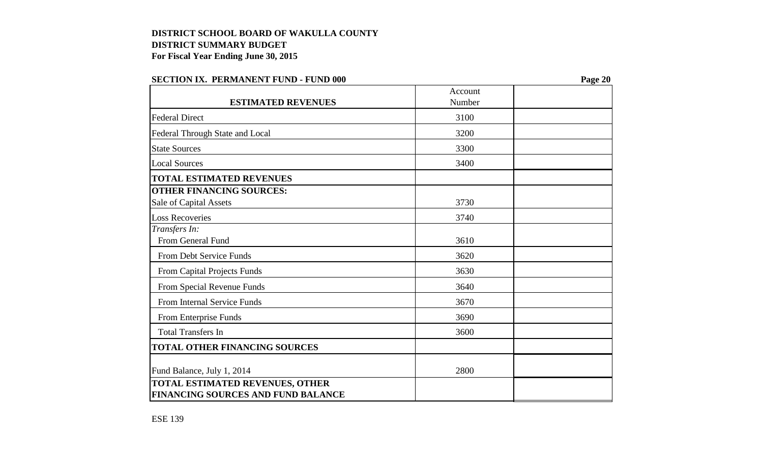**DISTRICT SCHOOL BOARD OF WAKULLA COUNTY**
**DISTRICT SUMMARY BUDGET**
**For Fiscal Year Ending June 30, 2015**

**SECTION IX. PERMANENT FUND - FUND 000**

| **ESTIMATED REVENUES** | Account Number | |
|---|---|---|
| Federal Direct | 3100 | |
| Federal Through State and Local | 3200 | |
| State Sources | 3300 | |
| Local Sources | 3400 | |
| **TOTAL ESTIMATED REVENUES** | | |
| **OTHER FINANCING SOURCES:** | | |
| Sale of Capital Assets | 3730 | |
| Loss Recoveries | 3740 | |
| *Transfers In:* | | |
| From General Fund | 3610 | |
| From Debt Service Funds | 3620 | |
| From Capital Projects Funds | 3630 | |
| From Special Revenue Funds | 3640 | |
| From Internal Service Funds | 3670 | |
| From Enterprise Funds | 3690 | |
| Total Transfers In | 3600 | |
| **TOTAL OTHER FINANCING SOURCES** | | |
| Fund Balance, July 1, 2014 | 2800 | |
| **TOTAL ESTIMATED REVENUES, OTHER FINANCING SOURCES AND FUND BALANCE** | | |

ESE 139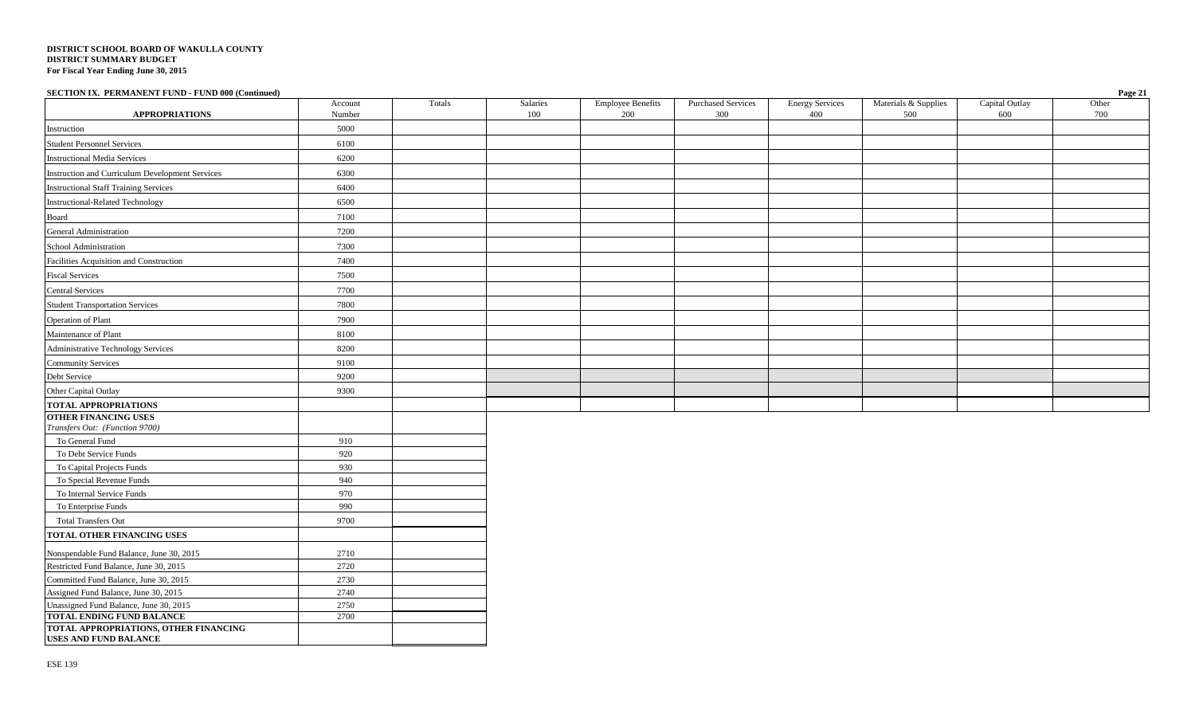**DISTRICT SCHOOL BOARD OF WAKULLA COUNTY**
**DISTRICT SUMMARY BUDGET**
**For Fiscal Year Ending June 30, 2015**

**SECTION IX. PERMANENT FUND - FUND 000 (Continued)**

| APPROPRIATIONS | Account Number | Totals | Salaries 100 | Employee Benefits 200 | Purchased Services 300 | Energy Services 400 | Materials & Supplies 500 | Capital Outlay 600 | Other 700 |
|---|---|---|---|---|---|---|---|---|---|
| Instruction | 5000 | | | | | | | | |
| Student Personnel Services | 6100 | | | | | | | | |
| Instructional Media Services | 6200 | | | | | | | | |
| Instruction and Curriculum Development Services | 6300 | | | | | | | | |
| Instructional Staff Training Services | 6400 | | | | | | | | |
| Instructional-Related Technology | 6500 | | | | | | | | |
| Board | 7100 | | | | | | | | |
| General Administration | 7200 | | | | | | | | |
| School Administration | 7300 | | | | | | | | |
| Facilities Acquisition and Construction | 7400 | | | | | | | | |
| Fiscal Services | 7500 | | | | | | | | |
| Central Services | 7700 | | | | | | | | |
| Student Transportation Services | 7800 | | | | | | | | |
| Operation of Plant | 7900 | | | | | | | | |
| Maintenance of Plant | 8100 | | | | | | | | |
| Administrative Technology Services | 8200 | | | | | | | | |
| Community Services | 9100 | | | | | | | | |
| Debt Service | 9200 | | | | | | | | |
| Other Capital Outlay | 9300 | | | | | | | | |
| **TOTAL APPROPRIATIONS** | | | | | | | | | |

| | Account Number | Totals |
|---|---|---|
| **OTHER FINANCING USES** *Transfers Out: (Function 9700)* | | |
| To General Fund | 910 | |
| To Debt Service Funds | 920 | |
| To Capital Projects Funds | 930 | |
| To Special Revenue Funds | 940 | |
| To Internal Service Funds | 970 | |
| To Enterprise Funds | 990 | |
| Total Transfers Out | 9700 | |
| **TOTAL OTHER FINANCING USES** | | |
| Nonspendable Fund Balance, June 30, 2015 | 2710 | |
| Restricted Fund Balance, June 30, 2015 | 2720 | |
| Committed Fund Balance, June 30, 2015 | 2730 | |
| Assigned Fund Balance, June 30, 2015 | 2740 | |
| Unassigned Fund Balance, June 30, 2015 | 2750 | |
| **TOTAL ENDING FUND BALANCE** | 2700 | |
| **TOTAL APPROPRIATIONS, OTHER FINANCING USES AND FUND BALANCE** | | |

ESE 139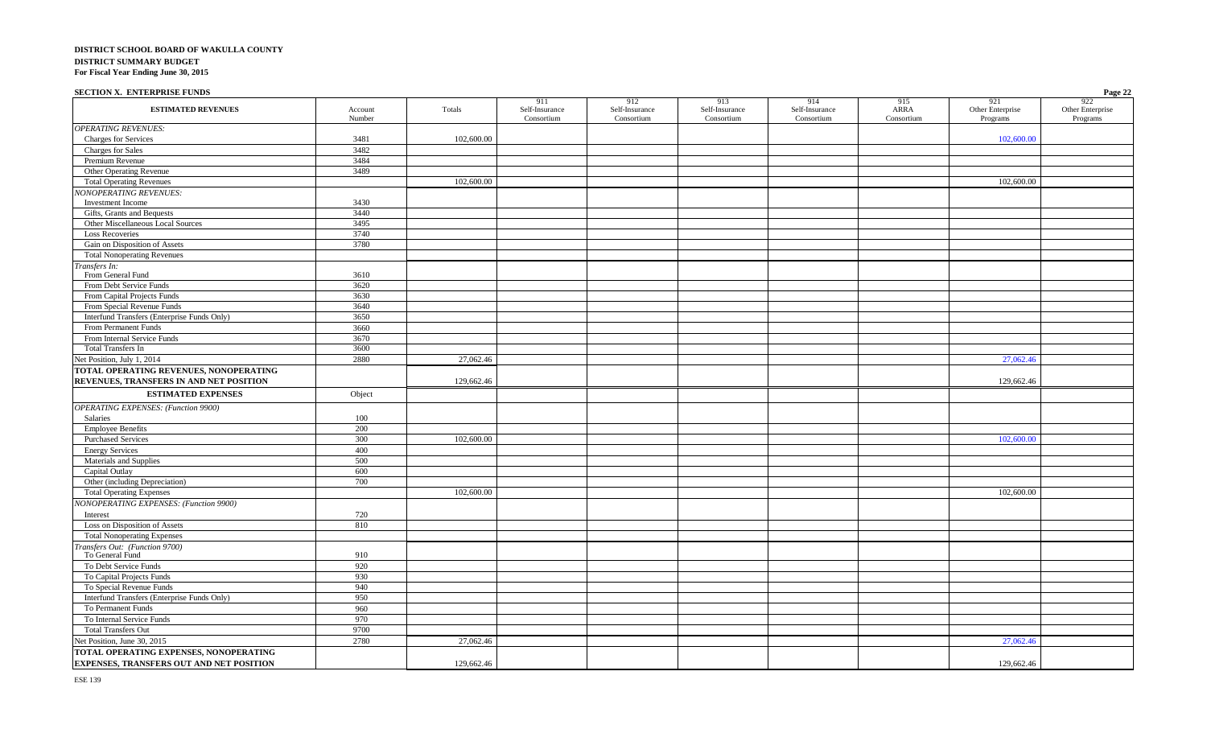**DISTRICT SCHOOL BOARD OF WAKULLA COUNTY**
**DISTRICT SUMMARY BUDGET**
**For Fiscal Year Ending June 30, 2015**

**SECTION X. ENTERPRISE FUNDS**

| ESTIMATED REVENUES | Account Number | Totals | 911 Self-Insurance Consortium | 912 Self-Insurance Consortium | 913 Self-Insurance Consortium | 914 Self-Insurance Consortium | 915 ARRA Consortium | 921 Other Enterprise Programs | 922 Other Enterprise Programs |
|---|---|---|---|---|---|---|---|---|---|
| *OPERATING REVENUES:* | | | | | | | | | |
| Charges for Services | 3481 | 102,600.00 | | | | | | 102,600.00 | |
| Charges for Sales | 3482 | | | | | | | | |
| Premium Revenue | 3484 | | | | | | | | |
| Other Operating Revenue | 3489 | | | | | | | | |
| Total Operating Revenues | | 102,600.00 | | | | | | 102,600.00 | |
| *NONOPERATING REVENUES:* | | | | | | | | | |
| Investment Income | 3430 | | | | | | | | |
| Gifts, Grants and Bequests | 3440 | | | | | | | | |
| Other Miscellaneous Local Sources | 3495 | | | | | | | | |
| Loss Recoveries | 3740 | | | | | | | | |
| Gain on Disposition of Assets | 3780 | | | | | | | | |
| Total Nonoperating Revenues | | | | | | | | | |
| *Transfers In:* From General Fund | 3610 | | | | | | | | |
| From Debt Service Funds | 3620 | | | | | | | | |
| From Capital Projects Funds | 3630 | | | | | | | | |
| From Special Revenue Funds | 3640 | | | | | | | | |
| Interfund Transfers (Enterprise Funds Only) | 3650 | | | | | | | | |
| From Permanent Funds | 3660 | | | | | | | | |
| From Internal Service Funds | 3670 | | | | | | | | |
| Total Transfers In | 3600 | | | | | | | | |
| Net Position, July 1, 2014 | 2880 | 27,062.46 | | | | | | 27,062.46 | |
| **TOTAL OPERATING REVENUES, NONOPERATING REVENUES, TRANSFERS IN AND NET POSITION** | | 129,662.46 | | | | | | 129,662.46 | |
| **ESTIMATED EXPENSES** | Object | | | | | | | | |
| *OPERATING EXPENSES: (Function 9900)* | | | | | | | | | |
| Salaries | 100 | | | | | | | | |
| Employee Benefits | 200 | | | | | | | | |
| Purchased Services | 300 | 102,600.00 | | | | | | 102,600.00 | |
| Energy Services | 400 | | | | | | | | |
| Materials and Supplies | 500 | | | | | | | | |
| Capital Outlay | 600 | | | | | | | | |
| Other (including Depreciation) | 700 | | | | | | | | |
| Total Operating Expenses | | 102,600.00 | | | | | | 102,600.00 | |
| *NONOPERATING EXPENSES: (Function 9900)* | | | | | | | | | |
| Interest | 720 | | | | | | | | |
| Loss on Disposition of Assets | 810 | | | | | | | | |
| Total Nonoperating Expenses | | | | | | | | | |
| *Transfers Out: (Function 9700)* To General Fund | 910 | | | | | | | | |
| To Debt Service Funds | 920 | | | | | | | | |
| To Capital Projects Funds | 930 | | | | | | | | |
| To Special Revenue Funds | 940 | | | | | | | | |
| Interfund Transfers (Enterprise Funds Only) | 950 | | | | | | | | |
| To Permanent Funds | 960 | | | | | | | | |
| To Internal Service Funds | 970 | | | | | | | | |
| Total Transfers Out | 9700 | | | | | | | | |
| Net Position, June 30, 2015 | 2780 | 27,062.46 | | | | | | 27,062.46 | |
| **TOTAL OPERATING EXPENSES, NONOPERATING EXPENSES, TRANSFERS OUT AND NET POSITION** | | 129,662.46 | | | | | | 129,662.46 | |

ESE 139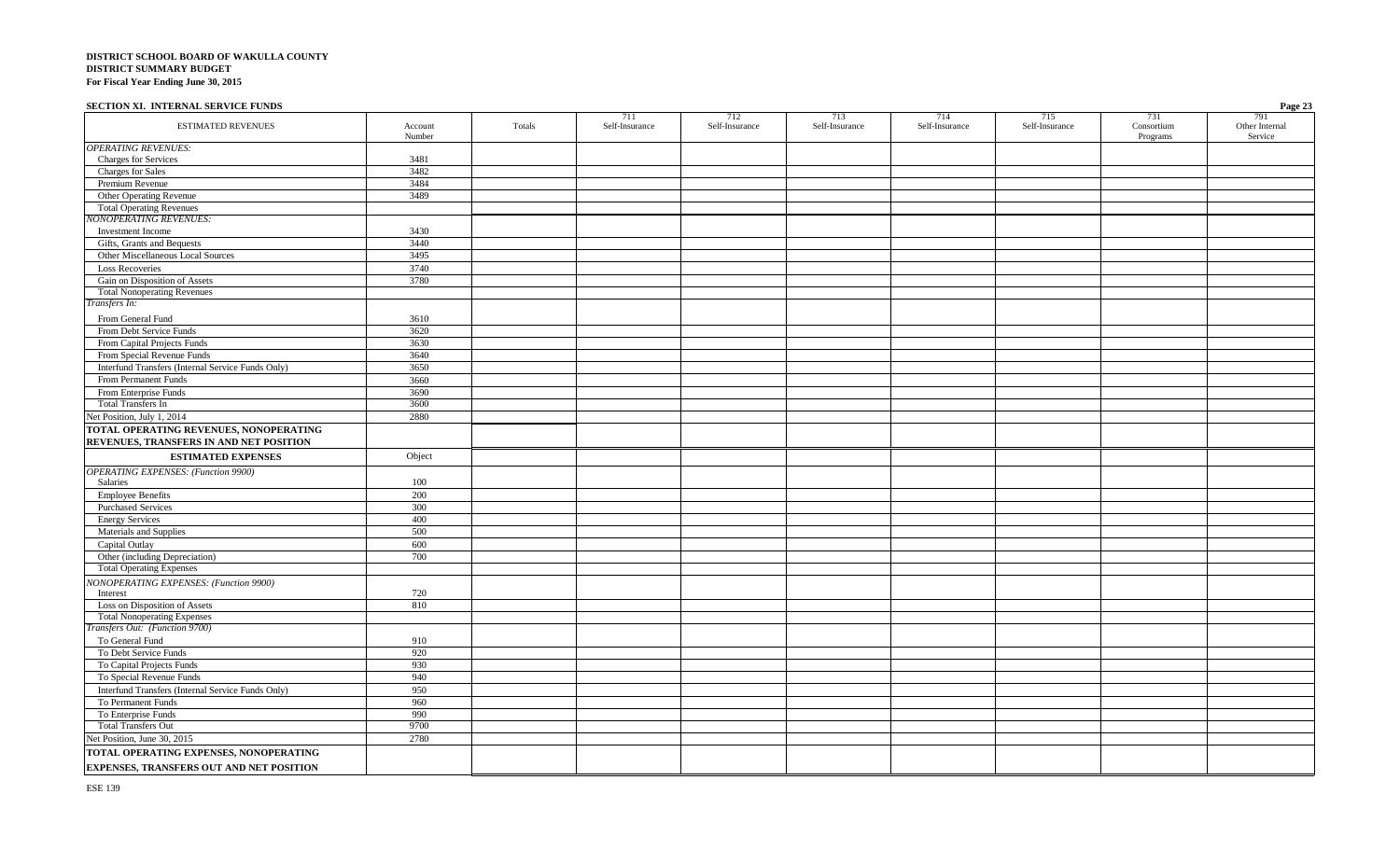**DISTRICT SCHOOL BOARD OF WAKULLA COUNTY**
**DISTRICT SUMMARY BUDGET**
**For Fiscal Year Ending June 30, 2015**

**SECTION XI. INTERNAL SERVICE FUNDS**

| ESTIMATED REVENUES | Account Number | Totals | 711 Self-Insurance | 712 Self-Insurance | 713 Self-Insurance | 714 Self-Insurance | 715 Self-Insurance | 731 Consortium Programs | 791 Other Internal Service |
|---|---|---|---|---|---|---|---|---|---|
| *OPERATING REVENUES:* | | | | | | | | | |
| Charges for Services | 3481 | | | | | | | | |
| Charges for Sales | 3482 | | | | | | | | |
| Premium Revenue | 3484 | | | | | | | | |
| Other Operating Revenue | 3489 | | | | | | | | |
| Total Operating Revenues | | | | | | | | | |
| *NONOPERATING REVENUES:* | | | | | | | | | |
| Investment Income | 3430 | | | | | | | | |
| Gifts, Grants and Bequests | 3440 | | | | | | | | |
| Other Miscellaneous Local Sources | 3495 | | | | | | | | |
| Loss Recoveries | 3740 | | | | | | | | |
| Gain on Disposition of Assets | 3780 | | | | | | | | |
| Total Nonoperating Revenues | | | | | | | | | |
| *Transfers In:* | | | | | | | | | |
| From General Fund | 3610 | | | | | | | | |
| From Debt Service Funds | 3620 | | | | | | | | |
| From Capital Projects Funds | 3630 | | | | | | | | |
| From Special Revenue Funds | 3640 | | | | | | | | |
| Interfund Transfers (Internal Service Funds Only) | 3650 | | | | | | | | |
| From Permanent Funds | 3660 | | | | | | | | |
| From Enterprise Funds | 3690 | | | | | | | | |
| Total Transfers In | 3600 | | | | | | | | |
| Net Position, July 1, 2014 | 2880 | | | | | | | | |
| **TOTAL OPERATING REVENUES, NONOPERATING REVENUES, TRANSFERS IN AND NET POSITION** | | | | | | | | | |
| **ESTIMATED EXPENSES** | Object | | | | | | | | |
| *OPERATING EXPENSES: (Function 9900)* | | | | | | | | | |
| Salaries | 100 | | | | | | | | |
| Employee Benefits | 200 | | | | | | | | |
| Purchased Services | 300 | | | | | | | | |
| Energy Services | 400 | | | | | | | | |
| Materials and Supplies | 500 | | | | | | | | |
| Capital Outlay | 600 | | | | | | | | |
| Other (including Depreciation) | 700 | | | | | | | | |
| Total Operating Expenses | | | | | | | | | |
| *NONOPERATING EXPENSES: (Function 9900)* | | | | | | | | | |
| Interest | 720 | | | | | | | | |
| Loss on Disposition of Assets | 810 | | | | | | | | |
| Total Nonoperating Expenses | | | | | | | | | |
| *Transfers Out: (Function 9700)* | | | | | | | | | |
| To General Fund | 910 | | | | | | | | |
| To Debt Service Funds | 920 | | | | | | | | |
| To Capital Projects Funds | 930 | | | | | | | | |
| To Special Revenue Funds | 940 | | | | | | | | |
| Interfund Transfers (Internal Service Funds Only) | 950 | | | | | | | | |
| To Permanent Funds | 960 | | | | | | | | |
| To Enterprise Funds | 990 | | | | | | | | |
| Total Transfers Out | 9700 | | | | | | | | |
| Net Position, June 30, 2015 | 2780 | | | | | | | | |
| **TOTAL OPERATING EXPENSES, NONOPERATING EXPENSES, TRANSFERS OUT AND NET POSITION** | | | | | | | | | |

ESE 139